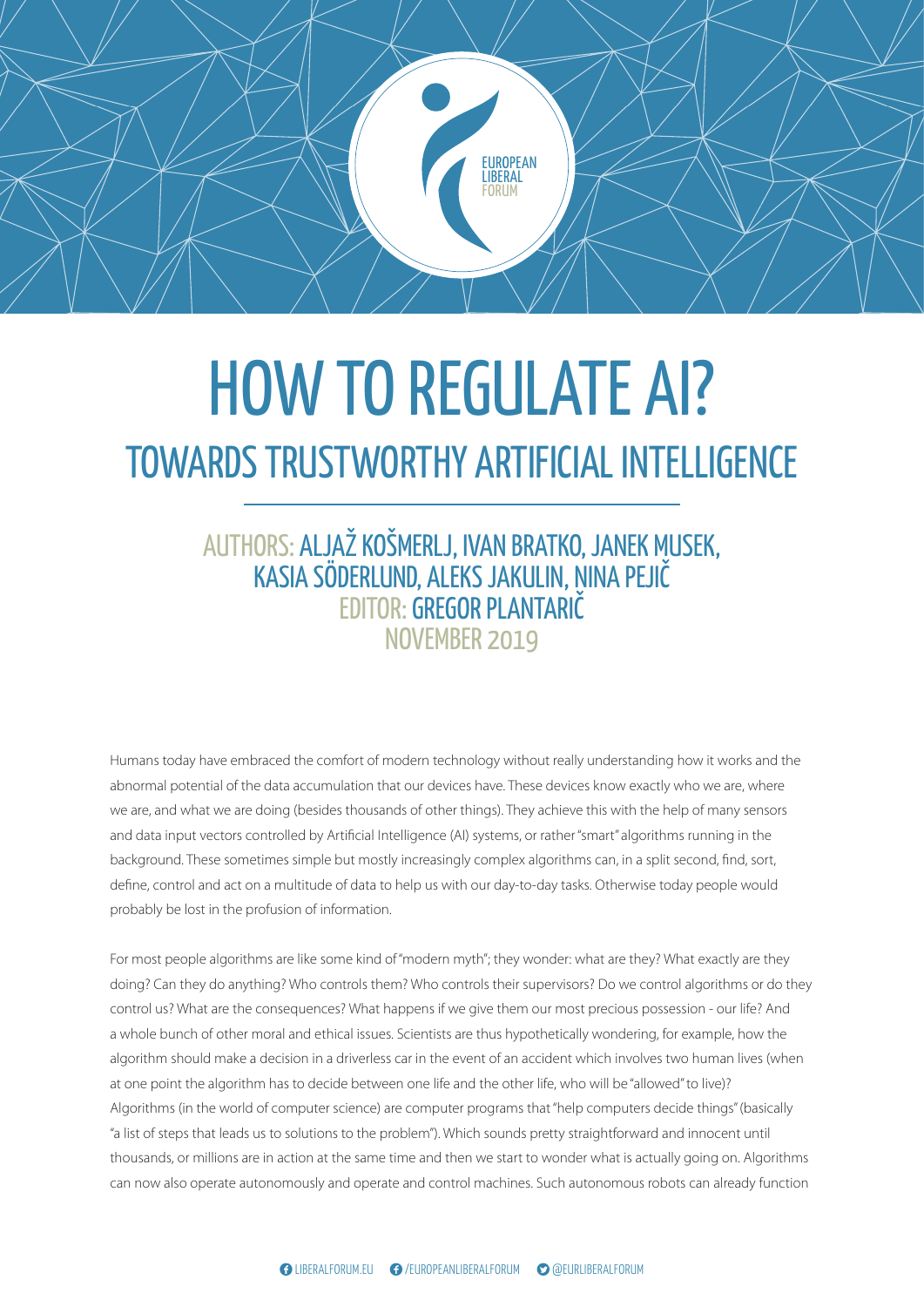EUROPEAN LIBERAL FORUM

# HOW TO REGULATE AI?

## TOWARDS TRUSTWORTHY ARTIFICIAL INTELLIGENCE

AUTHORS: ALJAŽ KOŠMERLJ, IVAN BRATKO, JANEK MUSEK, KASIA SÖDERLUND, ALEKS JAKULIN, NINA PEJIČ

EDITOR: GREGOR PLANTARIČ

NOVEMBER 2019

Humans today have embraced the comfort of modern technology without really understanding how it works and the abnormal potential of the data accumulation that our devices have. These devices know exactly who we are, where we are, and what we are doing (besides thousands of other things). They achieve this with the help of many sensors and data input vectors controlled by Artificial Intelligence (AI) systems, or rather "smart" algorithms running in the background. These sometimes simple but mostly increasingly complex algorithms can, in a split second, find, sort, define, control and act on a multitude of data to help us with our day-to-day tasks. Otherwise today people would probably be lost in the profusion of information.

For most people algorithms are like some kind of "modern myth"; they wonder: what are they? What exactly are they doing? Can they do anything? Who controls them? Who controls their supervisors? Do we control algorithms or do they control us? What are the consequences? What happens if we give them our most precious possession - our life? And a whole bunch of other moral and ethical issues. Scientists are thus hypothetically wondering, for example, how the algorithm should make a decision in a driverless car in the event of an accident which involves two human lives (when at one point the algorithm has to decide between one life and the other life, who will be "allowed" to live)? Algorithms (in the world of computer science) are computer programs that "help computers decide things" (basically "a list of steps that leads us to solutions to the problem"). Which sounds pretty straightforward and innocent until thousands, or millions are in action at the same time and then we start to wonder what is actually going on. Algorithms can now also operate autonomously and operate and control machines. Such autonomous robots can already function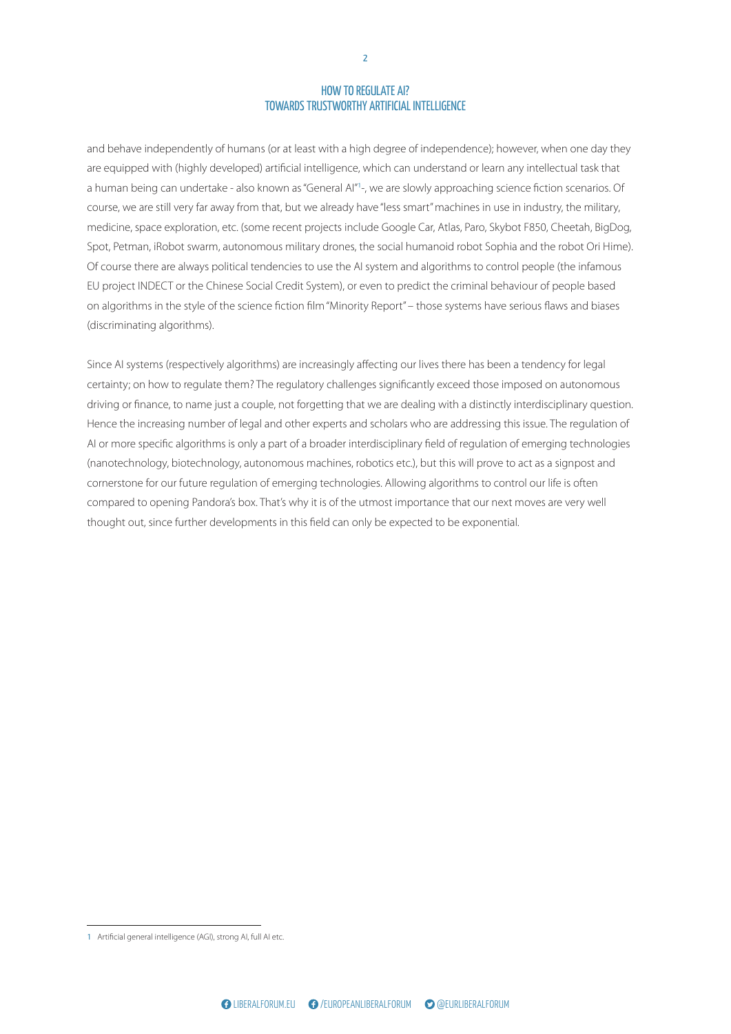and behave independently of humans (or at least with a high degree of independence); however, when one day they are equipped with (highly developed) artificial intelligence, which can understand or learn any intellectual task that a human being can undertake - also known as "General AI"[1]-, we are slowly approaching science fiction scenarios. Of course, we are still very far away from that, but we already have "less smart" machines in use in industry, the military, medicine, space exploration, etc. (some recent projects include Google Car, Atlas, Paro, Skybot F850, Cheetah, BigDog, Spot, Petman, iRobot swarm, autonomous military drones, the social humanoid robot Sophia and the robot Ori Hime). Of course there are always political tendencies to use the AI system and algorithms to control people (the infamous EU project INDECT or the Chinese Social Credit System), or even to predict the criminal behaviour of people based on algorithms in the style of the science fiction film "Minority Report" – those systems have serious flaws and biases (discriminating algorithms).

Since AI systems (respectively algorithms) are increasingly affecting our lives there has been a tendency for legal certainty; on how to regulate them? The regulatory challenges significantly exceed those imposed on autonomous driving or finance, to name just a couple, not forgetting that we are dealing with a distinctly interdisciplinary question. Hence the increasing number of legal and other experts and scholars who are addressing this issue. The regulation of AI or more specific algorithms is only a part of a broader interdisciplinary field of regulation of emerging technologies (nanotechnology, biotechnology, autonomous machines, robotics etc.), but this will prove to act as a signpost and cornerstone for our future regulation of emerging technologies. Allowing algorithms to control our life is often compared to opening Pandora's box. That's why it is of the utmost importance that our next moves are very well thought out, since further developments in this field can only be expected to be exponential.

---

1 Artificial general intelligence (AGI), strong AI, full AI etc.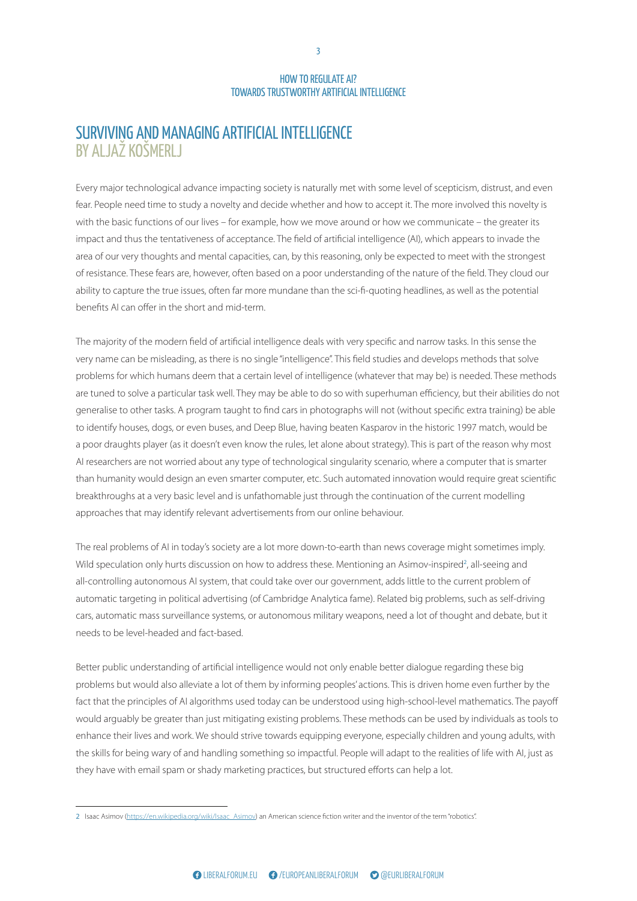# SURVIVING AND MANAGING ARTIFICIAL INTELLIGENCE
## BY ALJAŽ KOŠMERLJ

Every major technological advance impacting society is naturally met with some level of scepticism, distrust, and even fear. People need time to study a novelty and decide whether and how to accept it. The more involved this novelty is with the basic functions of our lives – for example, how we move around or how we communicate – the greater its impact and thus the tentativeness of acceptance. The field of artificial intelligence (AI), which appears to invade the area of our very thoughts and mental capacities, can, by this reasoning, only be expected to meet with the strongest of resistance. These fears are, however, often based on a poor understanding of the nature of the field. They cloud our ability to capture the true issues, often far more mundane than the sci-fi-quoting headlines, as well as the potential benefits AI can offer in the short and mid-term.

The majority of the modern field of artificial intelligence deals with very specific and narrow tasks. In this sense the very name can be misleading, as there is no single "intelligence". This field studies and develops methods that solve problems for which humans deem that a certain level of intelligence (whatever that may be) is needed. These methods are tuned to solve a particular task well. They may be able to do so with superhuman efficiency, but their abilities do not generalise to other tasks. A program taught to find cars in photographs will not (without specific extra training) be able to identify houses, dogs, or even buses, and Deep Blue, having beaten Kasparov in the historic 1997 match, would be a poor draughts player (as it doesn't even know the rules, let alone about strategy). This is part of the reason why most AI researchers are not worried about any type of technological singularity scenario, where a computer that is smarter than humanity would design an even smarter computer, etc. Such automated innovation would require great scientific breakthroughs at a very basic level and is unfathomable just through the continuation of the current modelling approaches that may identify relevant advertisements from our online behaviour.

The real problems of AI in today's society are a lot more down-to-earth than news coverage might sometimes imply. Wild speculation only hurts discussion on how to address these. Mentioning an Asimov-inspired[2], all-seeing and all-controlling autonomous AI system, that could take over our government, adds little to the current problem of automatic targeting in political advertising (of Cambridge Analytica fame). Related big problems, such as self-driving cars, automatic mass surveillance systems, or autonomous military weapons, need a lot of thought and debate, but it needs to be level-headed and fact-based.

Better public understanding of artificial intelligence would not only enable better dialogue regarding these big problems but would also alleviate a lot of them by informing peoples' actions. This is driven home even further by the fact that the principles of AI algorithms used today can be understood using high-school-level mathematics. The payoff would arguably be greater than just mitigating existing problems. These methods can be used by individuals as tools to enhance their lives and work. We should strive towards equipping everyone, especially children and young adults, with the skills for being wary of and handling something so impactful. People will adapt to the realities of life with AI, just as they have with email spam or shady marketing practices, but structured efforts can help a lot.

---

[2] Isaac Asimov (https://en.wikipedia.org/wiki/Isaac_Asimov) an American science fiction writer and the inventor of the term "robotics".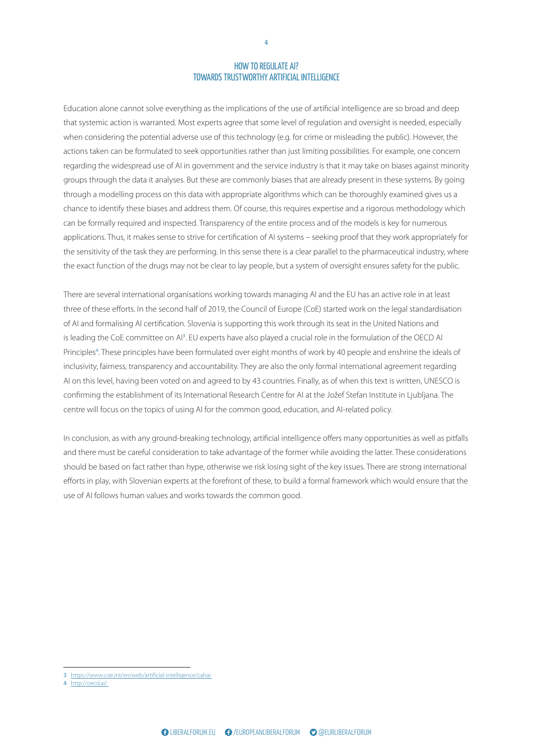## HOW TO REGULATE AI? TOWARDS TRUSTWORTHY ARTIFICIAL INTELLIGENCE

Education alone cannot solve everything as the implications of the use of artificial intelligence are so broad and deep that systemic action is warranted. Most experts agree that some level of regulation and oversight is needed, especially when considering the potential adverse use of this technology (e.g. for crime or misleading the public). However, the actions taken can be formulated to seek opportunities rather than just limiting possibilities. For example, one concern regarding the widespread use of AI in government and the service industry is that it may take on biases against minority groups through the data it analyses. But these are commonly biases that are already present in these systems. By going through a modelling process on this data with appropriate algorithms which can be thoroughly examined gives us a chance to identify these biases and address them. Of course, this requires expertise and a rigorous methodology which can be formally required and inspected. Transparency of the entire process and of the models is key for numerous applications. Thus, it makes sense to strive for certification of AI systems – seeking proof that they work appropriately for the sensitivity of the task they are performing. In this sense there is a clear parallel to the pharmaceutical industry, where the exact function of the drugs may not be clear to lay people, but a system of oversight ensures safety for the public.

There are several international organisations working towards managing AI and the EU has an active role in at least three of these efforts. In the second half of 2019, the Council of Europe (CoE) started work on the legal standardisation of AI and formalising AI certification. Slovenia is supporting this work through its seat in the United Nations and is leading the CoE committee on AI[3]. EU experts have also played a crucial role in the formulation of the OECD AI Principles[4]. These principles have been formulated over eight months of work by 40 people and enshrine the ideals of inclusivity, fairness, transparency and accountability. They are also the only formal international agreement regarding AI on this level, having been voted on and agreed to by 43 countries. Finally, as of when this text is written, UNESCO is confirming the establishment of its International Research Centre for AI at the Jožef Stefan Institute in Ljubljana. The centre will focus on the topics of using AI for the common good, education, and AI-related policy.

In conclusion, as with any ground-breaking technology, artificial intelligence offers many opportunities as well as pitfalls and there must be careful consideration to take advantage of the former while avoiding the latter. These considerations should be based on fact rather than hype, otherwise we risk losing sight of the key issues. There are strong international efforts in play, with Slovenian experts at the forefront of these, to build a formal framework which would ensure that the use of AI follows human values and works towards the common good.

---

3 https://www.coe.int/en/web/artificial-intelligence/cahai

4 http://oecd.ai/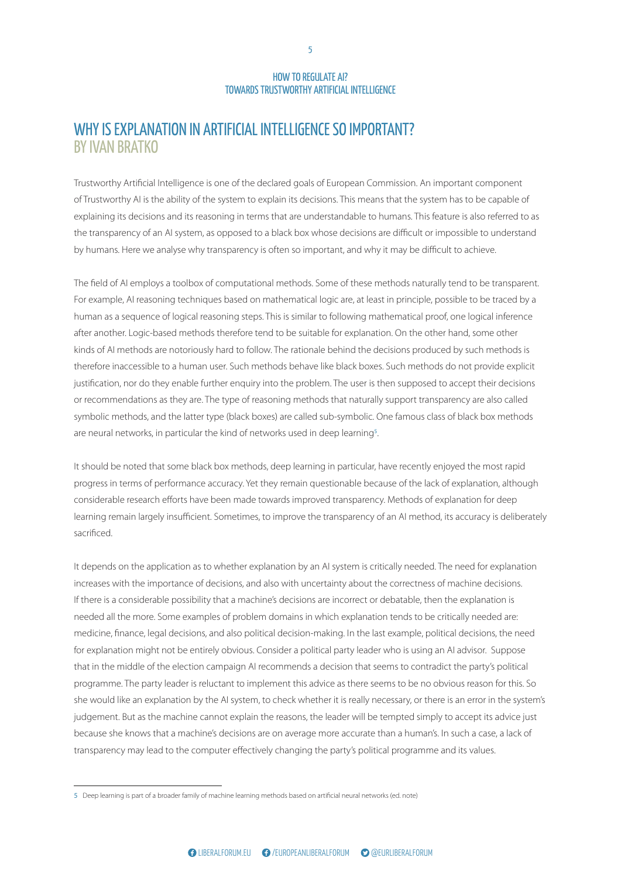## WHY IS EXPLANATION IN ARTIFICIAL INTELLIGENCE SO IMPORTANT?
### BY IVAN BRATKO

Trustworthy Artificial Intelligence is one of the declared goals of European Commission. An important component of Trustworthy AI is the ability of the system to explain its decisions. This means that the system has to be capable of explaining its decisions and its reasoning in terms that are understandable to humans. This feature is also referred to as the transparency of an AI system, as opposed to a black box whose decisions are difficult or impossible to understand by humans. Here we analyse why transparency is often so important, and why it may be difficult to achieve.

The field of AI employs a toolbox of computational methods. Some of these methods naturally tend to be transparent. For example, AI reasoning techniques based on mathematical logic are, at least in principle, possible to be traced by a human as a sequence of logical reasoning steps. This is similar to following mathematical proof, one logical inference after another. Logic-based methods therefore tend to be suitable for explanation. On the other hand, some other kinds of AI methods are notoriously hard to follow. The rationale behind the decisions produced by such methods is therefore inaccessible to a human user. Such methods behave like black boxes. Such methods do not provide explicit justification, nor do they enable further enquiry into the problem. The user is then supposed to accept their decisions or recommendations as they are. The type of reasoning methods that naturally support transparency are also called symbolic methods, and the latter type (black boxes) are called sub-symbolic. One famous class of black box methods are neural networks, in particular the kind of networks used in deep learning[5].

It should be noted that some black box methods, deep learning in particular, have recently enjoyed the most rapid progress in terms of performance accuracy. Yet they remain questionable because of the lack of explanation, although considerable research efforts have been made towards improved transparency. Methods of explanation for deep learning remain largely insufficient. Sometimes, to improve the transparency of an AI method, its accuracy is deliberately sacrificed.

It depends on the application as to whether explanation by an AI system is critically needed. The need for explanation increases with the importance of decisions, and also with uncertainty about the correctness of machine decisions. If there is a considerable possibility that a machine's decisions are incorrect or debatable, then the explanation is needed all the more. Some examples of problem domains in which explanation tends to be critically needed are: medicine, finance, legal decisions, and also political decision-making. In the last example, political decisions, the need for explanation might not be entirely obvious. Consider a political party leader who is using an AI advisor. Suppose that in the middle of the election campaign AI recommends a decision that seems to contradict the party's political programme. The party leader is reluctant to implement this advice as there seems to be no obvious reason for this. So she would like an explanation by the AI system, to check whether it is really necessary, or there is an error in the system's judgement. But as the machine cannot explain the reasons, the leader will be tempted simply to accept its advice just because she knows that a machine's decisions are on average more accurate than a human's. In such a case, a lack of transparency may lead to the computer effectively changing the party's political programme and its values.

---

[5] Deep learning is part of a broader family of machine learning methods based on artificial neural networks (ed. note)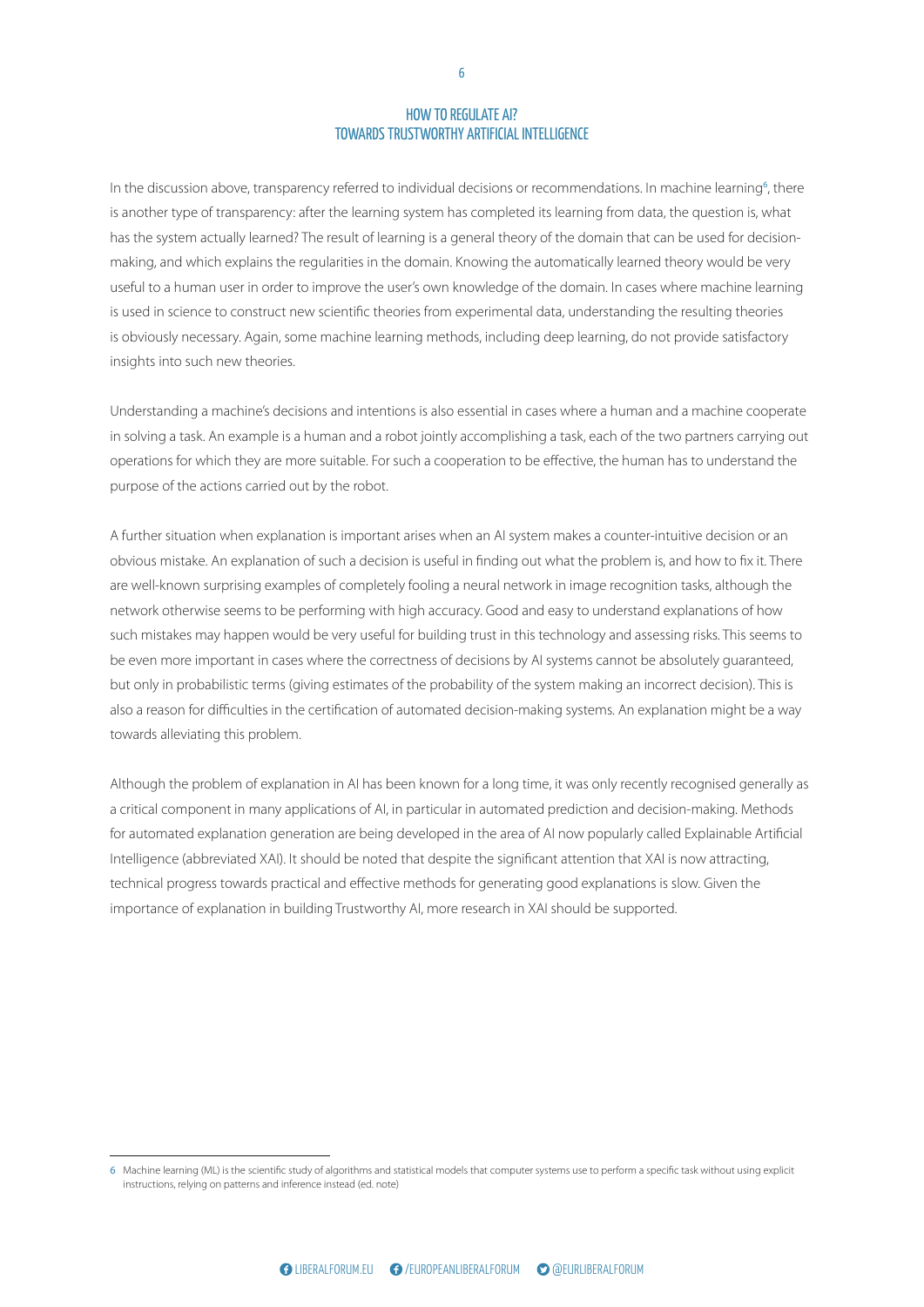In the discussion above, transparency referred to individual decisions or recommendations. In machine learning[6], there is another type of transparency: after the learning system has completed its learning from data, the question is, what has the system actually learned? The result of learning is a general theory of the domain that can be used for decision-making, and which explains the regularities in the domain. Knowing the automatically learned theory would be very useful to a human user in order to improve the user's own knowledge of the domain. In cases where machine learning is used in science to construct new scientific theories from experimental data, understanding the resulting theories is obviously necessary. Again, some machine learning methods, including deep learning, do not provide satisfactory insights into such new theories.

Understanding a machine's decisions and intentions is also essential in cases where a human and a machine cooperate in solving a task. An example is a human and a robot jointly accomplishing a task, each of the two partners carrying out operations for which they are more suitable. For such a cooperation to be effective, the human has to understand the purpose of the actions carried out by the robot.

A further situation when explanation is important arises when an AI system makes a counter-intuitive decision or an obvious mistake. An explanation of such a decision is useful in finding out what the problem is, and how to fix it. There are well-known surprising examples of completely fooling a neural network in image recognition tasks, although the network otherwise seems to be performing with high accuracy. Good and easy to understand explanations of how such mistakes may happen would be very useful for building trust in this technology and assessing risks. This seems to be even more important in cases where the correctness of decisions by AI systems cannot be absolutely guaranteed, but only in probabilistic terms (giving estimates of the probability of the system making an incorrect decision). This is also a reason for difficulties in the certification of automated decision-making systems. An explanation might be a way towards alleviating this problem.

Although the problem of explanation in AI has been known for a long time, it was only recently recognised generally as a critical component in many applications of AI, in particular in automated prediction and decision-making. Methods for automated explanation generation are being developed in the area of AI now popularly called Explainable Artificial Intelligence (abbreviated XAI). It should be noted that despite the significant attention that XAI is now attracting, technical progress towards practical and effective methods for generating good explanations is slow. Given the importance of explanation in building Trustworthy AI, more research in XAI should be supported.

---

[6] Machine learning (ML) is the scientific study of algorithms and statistical models that computer systems use to perform a specific task without using explicit instructions, relying on patterns and inference instead (ed. note)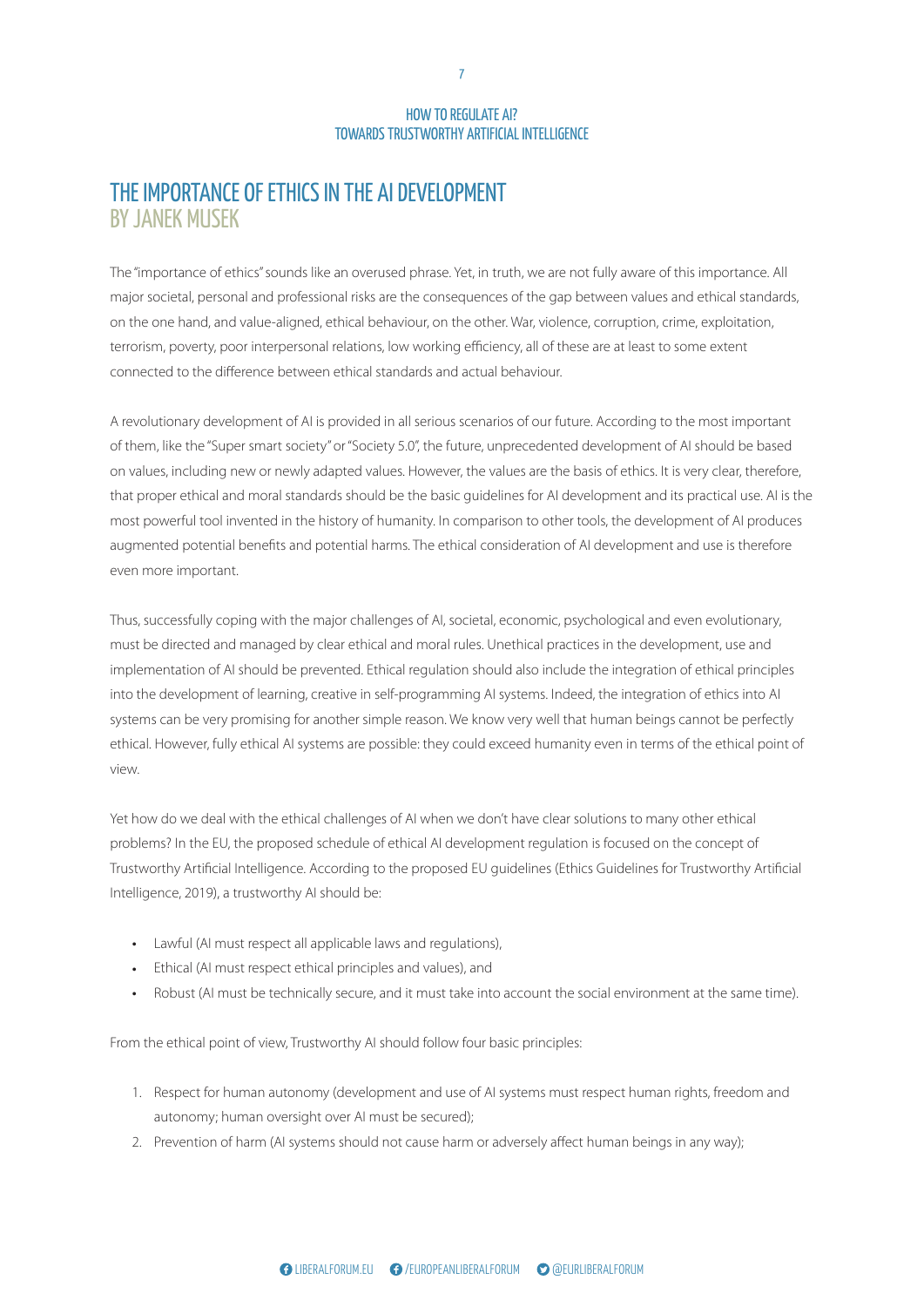# THE IMPORTANCE OF ETHICS IN THE AI DEVELOPMENT
## BY JANEK MUSEK

The "importance of ethics" sounds like an overused phrase. Yet, in truth, we are not fully aware of this importance. All major societal, personal and professional risks are the consequences of the gap between values and ethical standards, on the one hand, and value-aligned, ethical behaviour, on the other. War, violence, corruption, crime, exploitation, terrorism, poverty, poor interpersonal relations, low working efficiency, all of these are at least to some extent connected to the difference between ethical standards and actual behaviour.

A revolutionary development of AI is provided in all serious scenarios of our future. According to the most important of them, like the "Super smart society" or "Society 5.0", the future, unprecedented development of AI should be based on values, including new or newly adapted values. However, the values are the basis of ethics. It is very clear, therefore, that proper ethical and moral standards should be the basic guidelines for AI development and its practical use. AI is the most powerful tool invented in the history of humanity. In comparison to other tools, the development of AI produces augmented potential benefits and potential harms. The ethical consideration of AI development and use is therefore even more important.

Thus, successfully coping with the major challenges of AI, societal, economic, psychological and even evolutionary, must be directed and managed by clear ethical and moral rules. Unethical practices in the development, use and implementation of AI should be prevented. Ethical regulation should also include the integration of ethical principles into the development of learning, creative in self-programming AI systems. Indeed, the integration of ethics into AI systems can be very promising for another simple reason. We know very well that human beings cannot be perfectly ethical. However, fully ethical AI systems are possible: they could exceed humanity even in terms of the ethical point of view.

Yet how do we deal with the ethical challenges of AI when we don't have clear solutions to many other ethical problems? In the EU, the proposed schedule of ethical AI development regulation is focused on the concept of Trustworthy Artificial Intelligence. According to the proposed EU guidelines (Ethics Guidelines for Trustworthy Artificial Intelligence, 2019), a trustworthy AI should be:

- Lawful (AI must respect all applicable laws and regulations),
- Ethical (AI must respect ethical principles and values), and
- Robust (AI must be technically secure, and it must take into account the social environment at the same time).

From the ethical point of view, Trustworthy AI should follow four basic principles:

1. Respect for human autonomy (development and use of AI systems must respect human rights, freedom and autonomy; human oversight over AI must be secured);
2. Prevention of harm (AI systems should not cause harm or adversely affect human beings in any way);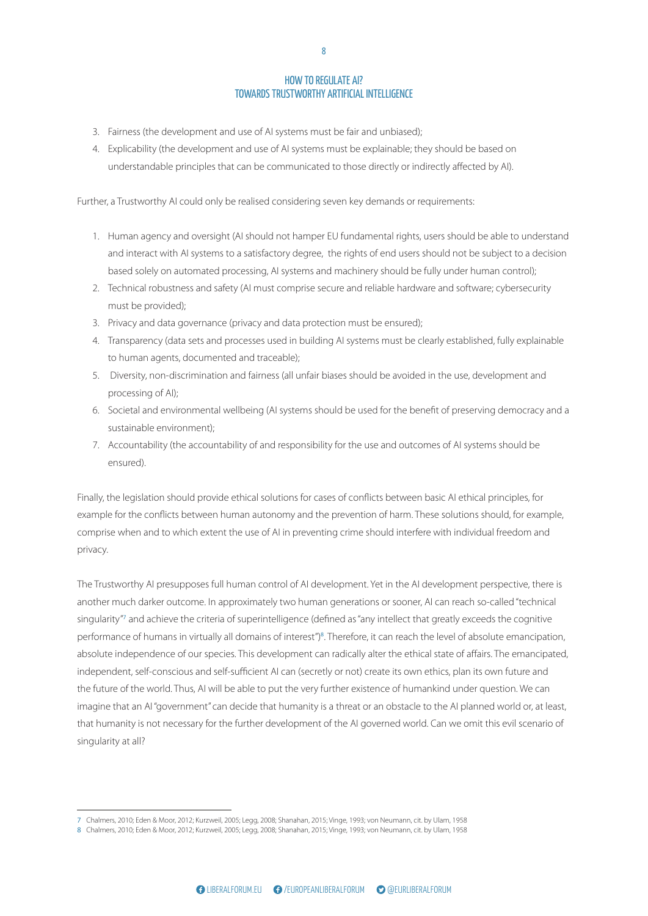3. Fairness (the development and use of AI systems must be fair and unbiased);
4. Explicability (the development and use of AI systems must be explainable; they should be based on understandable principles that can be communicated to those directly or indirectly affected by AI).

Further, a Trustworthy AI could only be realised considering seven key demands or requirements:

1. Human agency and oversight (AI should not hamper EU fundamental rights, users should be able to understand and interact with AI systems to a satisfactory degree, the rights of end users should not be subject to a decision based solely on automated processing, AI systems and machinery should be fully under human control);
2. Technical robustness and safety (AI must comprise secure and reliable hardware and software; cybersecurity must be provided);
3. Privacy and data governance (privacy and data protection must be ensured);
4. Transparency (data sets and processes used in building AI systems must be clearly established, fully explainable to human agents, documented and traceable);
5. Diversity, non-discrimination and fairness (all unfair biases should be avoided in the use, development and processing of AI);
6. Societal and environmental wellbeing (AI systems should be used for the benefit of preserving democracy and a sustainable environment);
7. Accountability (the accountability of and responsibility for the use and outcomes of AI systems should be ensured).

Finally, the legislation should provide ethical solutions for cases of conflicts between basic AI ethical principles, for example for the conflicts between human autonomy and the prevention of harm. These solutions should, for example, comprise when and to which extent the use of AI in preventing crime should interfere with individual freedom and privacy.

The Trustworthy AI presupposes full human control of AI development. Yet in the AI development perspective, there is another much darker outcome. In approximately two human generations or sooner, AI can reach so-called "technical singularity"[7] and achieve the criteria of superintelligence (defined as "any intellect that greatly exceeds the cognitive performance of humans in virtually all domains of interest")[8]. Therefore, it can reach the level of absolute emancipation, absolute independence of our species. This development can radically alter the ethical state of affairs. The emancipated, independent, self-conscious and self-sufficient AI can (secretly or not) create its own ethics, plan its own future and the future of the world. Thus, AI will be able to put the very further existence of humankind under question. We can imagine that an AI "government" can decide that humanity is a threat or an obstacle to the AI planned world or, at least, that humanity is not necessary for the further development of the AI governed world. Can we omit this evil scenario of singularity at all?

---

[7] Chalmers, 2010; Eden & Moor, 2012; Kurzweil, 2005; Legg, 2008; Shanahan, 2015; Vinge, 1993; von Neumann, cit. by Ulam, 1958

[8] Chalmers, 2010; Eden & Moor, 2012; Kurzweil, 2005; Legg, 2008; Shanahan, 2015; Vinge, 1993; von Neumann, cit. by Ulam, 1958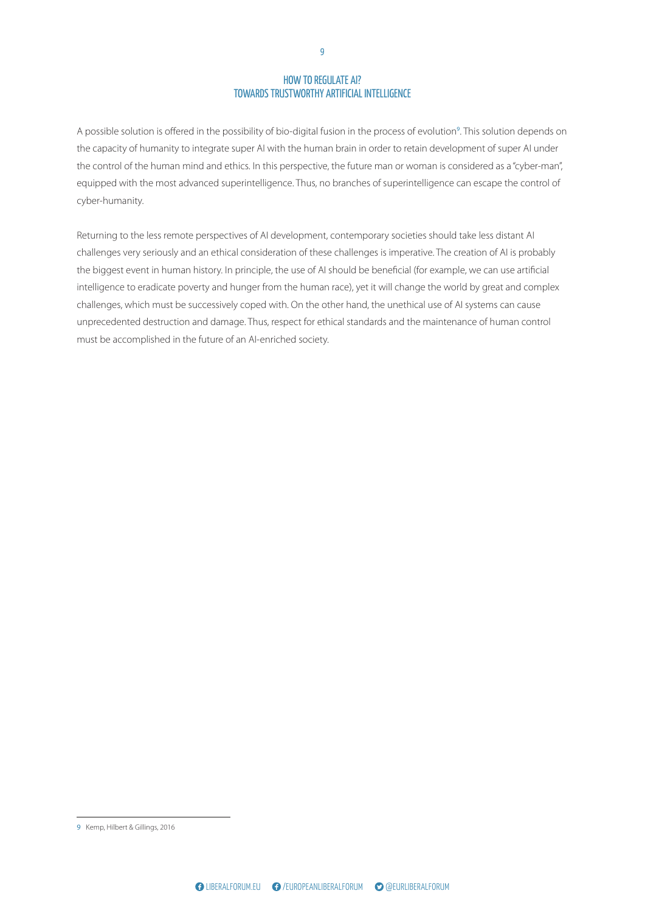A possible solution is offered in the possibility of bio-digital fusion in the process of evolution[9]. This solution depends on the capacity of humanity to integrate super AI with the human brain in order to retain development of super AI under the control of the human mind and ethics. In this perspective, the future man or woman is considered as a "cyber-man", equipped with the most advanced superintelligence. Thus, no branches of superintelligence can escape the control of cyber-humanity.

Returning to the less remote perspectives of AI development, contemporary societies should take less distant AI challenges very seriously and an ethical consideration of these challenges is imperative. The creation of AI is probably the biggest event in human history. In principle, the use of AI should be beneficial (for example, we can use artificial intelligence to eradicate poverty and hunger from the human race), yet it will change the world by great and complex challenges, which must be successively coped with. On the other hand, the unethical use of AI systems can cause unprecedented destruction and damage. Thus, respect for ethical standards and the maintenance of human control must be accomplished in the future of an AI-enriched society.

---

9 Kemp, Hilbert & Gillings, 2016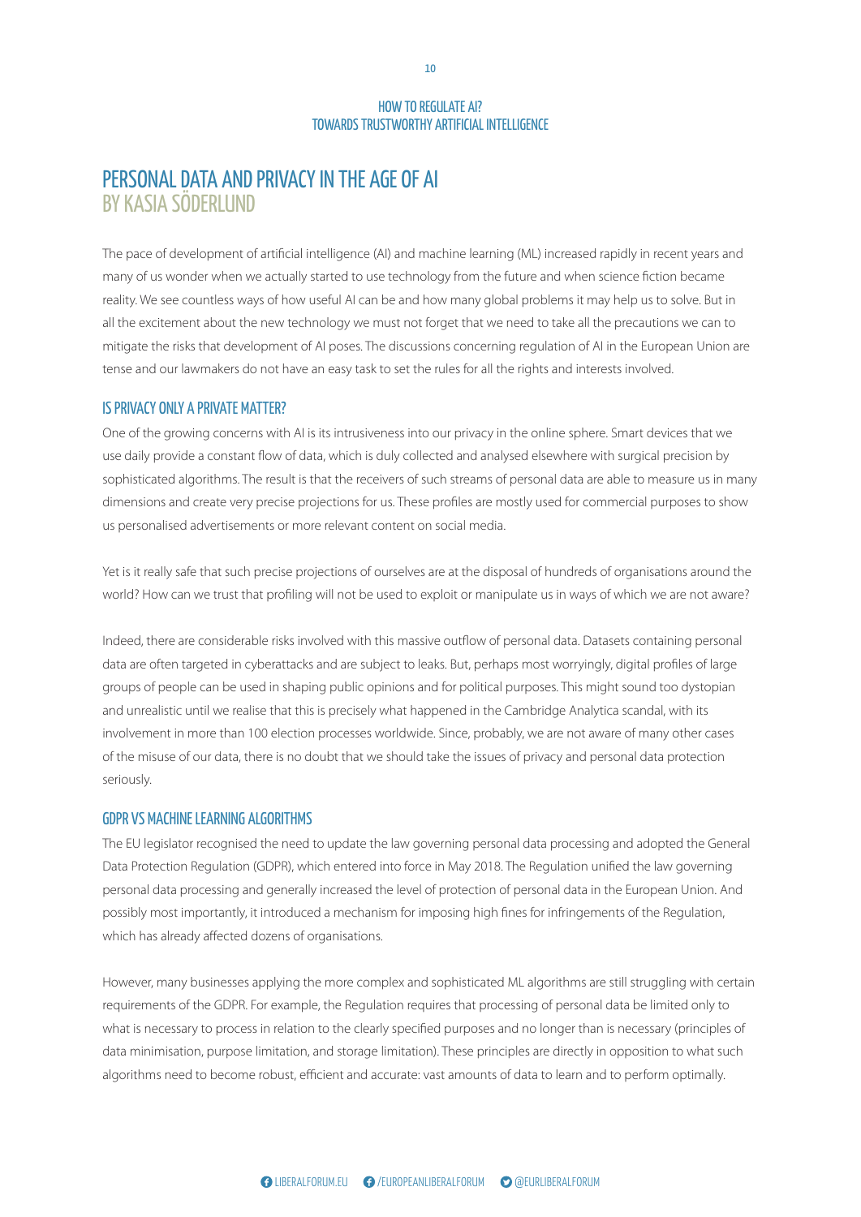# PERSONAL DATA AND PRIVACY IN THE AGE OF AI
## BY KASIA SÖDERLUND

The pace of development of artificial intelligence (AI) and machine learning (ML) increased rapidly in recent years and many of us wonder when we actually started to use technology from the future and when science fiction became reality. We see countless ways of how useful AI can be and how many global problems it may help us to solve. But in all the excitement about the new technology we must not forget that we need to take all the precautions we can to mitigate the risks that development of AI poses. The discussions concerning regulation of AI in the European Union are tense and our lawmakers do not have an easy task to set the rules for all the rights and interests involved.

### IS PRIVACY ONLY A PRIVATE MATTER?

One of the growing concerns with AI is its intrusiveness into our privacy in the online sphere. Smart devices that we use daily provide a constant flow of data, which is duly collected and analysed elsewhere with surgical precision by sophisticated algorithms. The result is that the receivers of such streams of personal data are able to measure us in many dimensions and create very precise projections for us. These profiles are mostly used for commercial purposes to show us personalised advertisements or more relevant content on social media.

Yet is it really safe that such precise projections of ourselves are at the disposal of hundreds of organisations around the world? How can we trust that profiling will not be used to exploit or manipulate us in ways of which we are not aware?

Indeed, there are considerable risks involved with this massive outflow of personal data. Datasets containing personal data are often targeted in cyberattacks and are subject to leaks. But, perhaps most worryingly, digital profiles of large groups of people can be used in shaping public opinions and for political purposes. This might sound too dystopian and unrealistic until we realise that this is precisely what happened in the Cambridge Analytica scandal, with its involvement in more than 100 election processes worldwide. Since, probably, we are not aware of many other cases of the misuse of our data, there is no doubt that we should take the issues of privacy and personal data protection seriously.

### GDPR VS MACHINE LEARNING ALGORITHMS

The EU legislator recognised the need to update the law governing personal data processing and adopted the General Data Protection Regulation (GDPR), which entered into force in May 2018. The Regulation unified the law governing personal data processing and generally increased the level of protection of personal data in the European Union. And possibly most importantly, it introduced a mechanism for imposing high fines for infringements of the Regulation, which has already affected dozens of organisations.

However, many businesses applying the more complex and sophisticated ML algorithms are still struggling with certain requirements of the GDPR. For example, the Regulation requires that processing of personal data be limited only to what is necessary to process in relation to the clearly specified purposes and no longer than is necessary (principles of data minimisation, purpose limitation, and storage limitation). These principles are directly in opposition to what such algorithms need to become robust, efficient and accurate: vast amounts of data to learn and to perform optimally.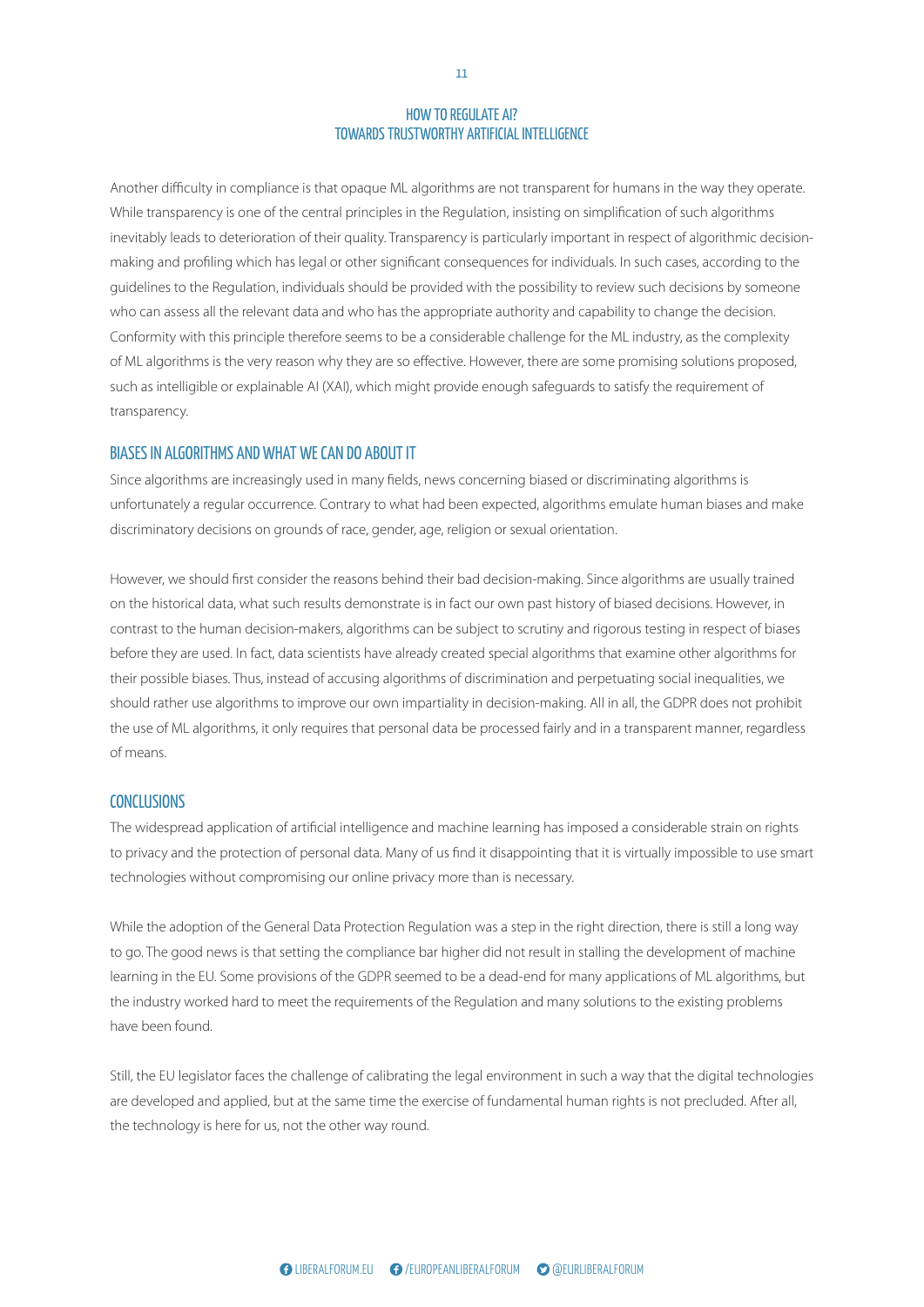Another difficulty in compliance is that opaque ML algorithms are not transparent for humans in the way they operate. While transparency is one of the central principles in the Regulation, insisting on simplification of such algorithms inevitably leads to deterioration of their quality. Transparency is particularly important in respect of algorithmic decision-making and profiling which has legal or other significant consequences for individuals. In such cases, according to the guidelines to the Regulation, individuals should be provided with the possibility to review such decisions by someone who can assess all the relevant data and who has the appropriate authority and capability to change the decision. Conformity with this principle therefore seems to be a considerable challenge for the ML industry, as the complexity of ML algorithms is the very reason why they are so effective. However, there are some promising solutions proposed, such as intelligible or explainable AI (XAI), which might provide enough safeguards to satisfy the requirement of transparency.

## BIASES IN ALGORITHMS AND WHAT WE CAN DO ABOUT IT

Since algorithms are increasingly used in many fields, news concerning biased or discriminating algorithms is unfortunately a regular occurrence. Contrary to what had been expected, algorithms emulate human biases and make discriminatory decisions on grounds of race, gender, age, religion or sexual orientation.

However, we should first consider the reasons behind their bad decision-making. Since algorithms are usually trained on the historical data, what such results demonstrate is in fact our own past history of biased decisions. However, in contrast to the human decision-makers, algorithms can be subject to scrutiny and rigorous testing in respect of biases before they are used. In fact, data scientists have already created special algorithms that examine other algorithms for their possible biases. Thus, instead of accusing algorithms of discrimination and perpetuating social inequalities, we should rather use algorithms to improve our own impartiality in decision-making. All in all, the GDPR does not prohibit the use of ML algorithms, it only requires that personal data be processed fairly and in a transparent manner, regardless of means.

## CONCLUSIONS

The widespread application of artificial intelligence and machine learning has imposed a considerable strain on rights to privacy and the protection of personal data. Many of us find it disappointing that it is virtually impossible to use smart technologies without compromising our online privacy more than is necessary.

While the adoption of the General Data Protection Regulation was a step in the right direction, there is still a long way to go. The good news is that setting the compliance bar higher did not result in stalling the development of machine learning in the EU. Some provisions of the GDPR seemed to be a dead-end for many applications of ML algorithms, but the industry worked hard to meet the requirements of the Regulation and many solutions to the existing problems have been found.

Still, the EU legislator faces the challenge of calibrating the legal environment in such a way that the digital technologies are developed and applied, but at the same time the exercise of fundamental human rights is not precluded. After all, the technology is here for us, not the other way round.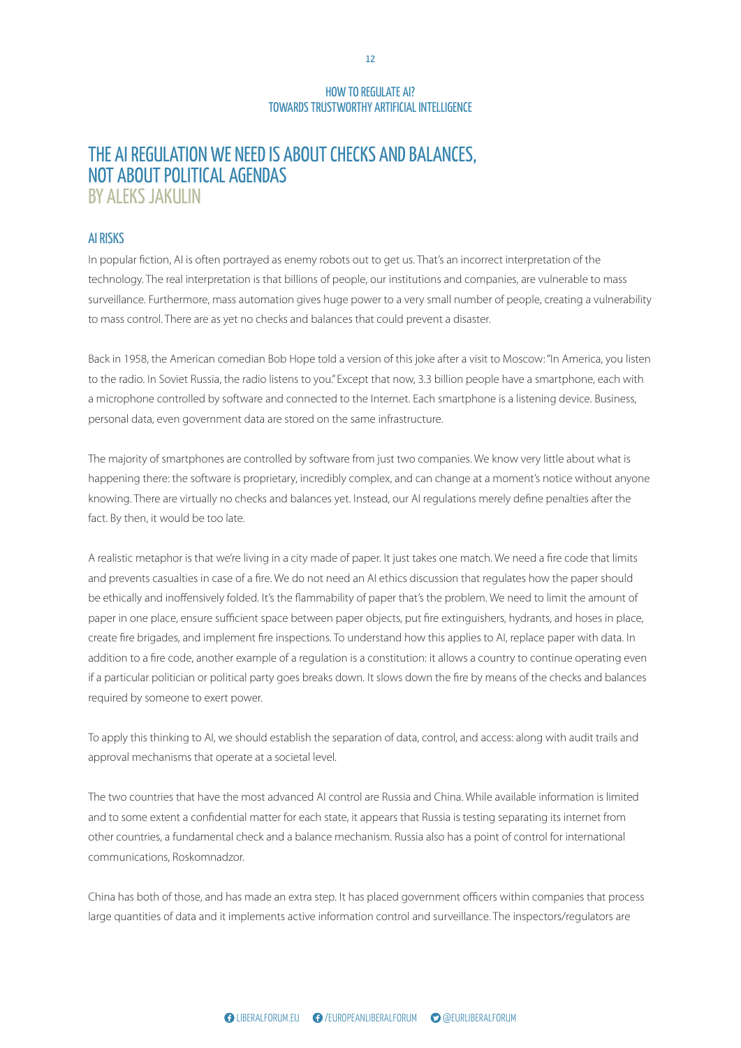# THE AI REGULATION WE NEED IS ABOUT CHECKS AND BALANCES, NOT ABOUT POLITICAL AGENDAS
## BY ALEKS JAKULIN

### AI RISKS

In popular fiction, AI is often portrayed as enemy robots out to get us. That's an incorrect interpretation of the technology. The real interpretation is that billions of people, our institutions and companies, are vulnerable to mass surveillance. Furthermore, mass automation gives huge power to a very small number of people, creating a vulnerability to mass control. There are as yet no checks and balances that could prevent a disaster.

Back in 1958, the American comedian Bob Hope told a version of this joke after a visit to Moscow: "In America, you listen to the radio. In Soviet Russia, the radio listens to you." Except that now, 3.3 billion people have a smartphone, each with a microphone controlled by software and connected to the Internet. Each smartphone is a listening device. Business, personal data, even government data are stored on the same infrastructure.

The majority of smartphones are controlled by software from just two companies. We know very little about what is happening there: the software is proprietary, incredibly complex, and can change at a moment's notice without anyone knowing. There are virtually no checks and balances yet. Instead, our AI regulations merely define penalties after the fact. By then, it would be too late.

A realistic metaphor is that we're living in a city made of paper. It just takes one match. We need a fire code that limits and prevents casualties in case of a fire. We do not need an AI ethics discussion that regulates how the paper should be ethically and inoffensively folded. It's the flammability of paper that's the problem. We need to limit the amount of paper in one place, ensure sufficient space between paper objects, put fire extinguishers, hydrants, and hoses in place, create fire brigades, and implement fire inspections. To understand how this applies to AI, replace paper with data. In addition to a fire code, another example of a regulation is a constitution: it allows a country to continue operating even if a particular politician or political party goes breaks down. It slows down the fire by means of the checks and balances required by someone to exert power.

To apply this thinking to AI, we should establish the separation of data, control, and access: along with audit trails and approval mechanisms that operate at a societal level.

The two countries that have the most advanced AI control are Russia and China. While available information is limited and to some extent a confidential matter for each state, it appears that Russia is testing separating its internet from other countries, a fundamental check and a balance mechanism. Russia also has a point of control for international communications, Roskomnadzor.

China has both of those, and has made an extra step. It has placed government officers within companies that process large quantities of data and it implements active information control and surveillance. The inspectors/regulators are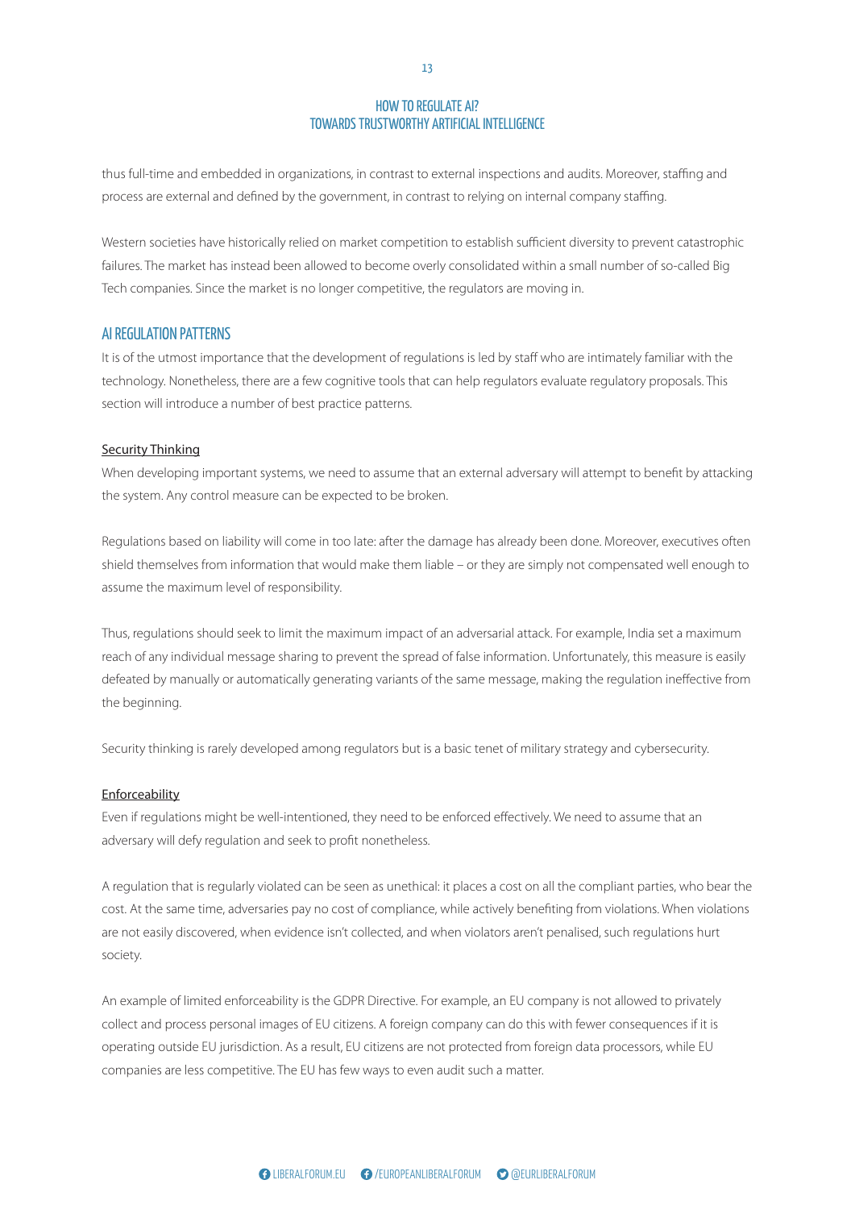thus full-time and embedded in organizations, in contrast to external inspections and audits. Moreover, staffing and process are external and defined by the government, in contrast to relying on internal company staffing.

Western societies have historically relied on market competition to establish sufficient diversity to prevent catastrophic failures. The market has instead been allowed to become overly consolidated within a small number of so-called Big Tech companies. Since the market is no longer competitive, the regulators are moving in.

## AI REGULATION PATTERNS

It is of the utmost importance that the development of regulations is led by staff who are intimately familiar with the technology. Nonetheless, there are a few cognitive tools that can help regulators evaluate regulatory proposals. This section will introduce a number of best practice patterns.

### Security Thinking

When developing important systems, we need to assume that an external adversary will attempt to benefit by attacking the system. Any control measure can be expected to be broken.

Regulations based on liability will come in too late: after the damage has already been done. Moreover, executives often shield themselves from information that would make them liable – or they are simply not compensated well enough to assume the maximum level of responsibility.

Thus, regulations should seek to limit the maximum impact of an adversarial attack. For example, India set a maximum reach of any individual message sharing to prevent the spread of false information. Unfortunately, this measure is easily defeated by manually or automatically generating variants of the same message, making the regulation ineffective from the beginning.

Security thinking is rarely developed among regulators but is a basic tenet of military strategy and cybersecurity.

### Enforceability

Even if regulations might be well-intentioned, they need to be enforced effectively. We need to assume that an adversary will defy regulation and seek to profit nonetheless.

A regulation that is regularly violated can be seen as unethical: it places a cost on all the compliant parties, who bear the cost. At the same time, adversaries pay no cost of compliance, while actively benefiting from violations. When violations are not easily discovered, when evidence isn't collected, and when violators aren't penalised, such regulations hurt society.

An example of limited enforceability is the GDPR Directive. For example, an EU company is not allowed to privately collect and process personal images of EU citizens. A foreign company can do this with fewer consequences if it is operating outside EU jurisdiction. As a result, EU citizens are not protected from foreign data processors, while EU companies are less competitive. The EU has few ways to even audit such a matter.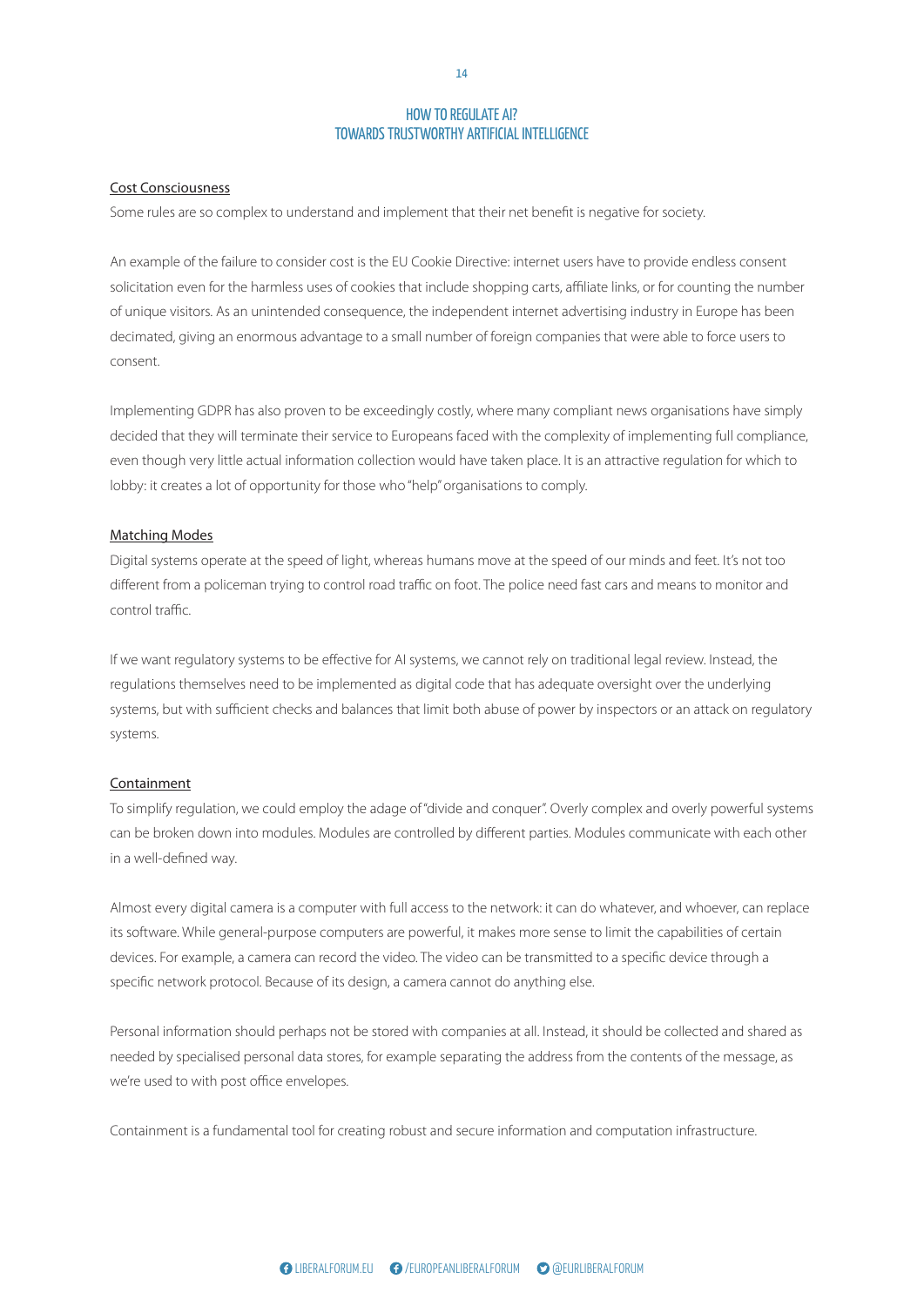Cost Consciousness

Some rules are so complex to understand and implement that their net benefit is negative for society.

An example of the failure to consider cost is the EU Cookie Directive: internet users have to provide endless consent solicitation even for the harmless uses of cookies that include shopping carts, affiliate links, or for counting the number of unique visitors. As an unintended consequence, the independent internet advertising industry in Europe has been decimated, giving an enormous advantage to a small number of foreign companies that were able to force users to consent.

Implementing GDPR has also proven to be exceedingly costly, where many compliant news organisations have simply decided that they will terminate their service to Europeans faced with the complexity of implementing full compliance, even though very little actual information collection would have taken place. It is an attractive regulation for which to lobby: it creates a lot of opportunity for those who "help" organisations to comply.

Matching Modes

Digital systems operate at the speed of light, whereas humans move at the speed of our minds and feet. It's not too different from a policeman trying to control road traffic on foot. The police need fast cars and means to monitor and control traffic.

If we want regulatory systems to be effective for AI systems, we cannot rely on traditional legal review. Instead, the regulations themselves need to be implemented as digital code that has adequate oversight over the underlying systems, but with sufficient checks and balances that limit both abuse of power by inspectors or an attack on regulatory systems.

Containment

To simplify regulation, we could employ the adage of "divide and conquer". Overly complex and overly powerful systems can be broken down into modules. Modules are controlled by different parties. Modules communicate with each other in a well-defined way.

Almost every digital camera is a computer with full access to the network: it can do whatever, and whoever, can replace its software. While general-purpose computers are powerful, it makes more sense to limit the capabilities of certain devices. For example, a camera can record the video. The video can be transmitted to a specific device through a specific network protocol. Because of its design, a camera cannot do anything else.

Personal information should perhaps not be stored with companies at all. Instead, it should be collected and shared as needed by specialised personal data stores, for example separating the address from the contents of the message, as we're used to with post office envelopes.

Containment is a fundamental tool for creating robust and secure information and computation infrastructure.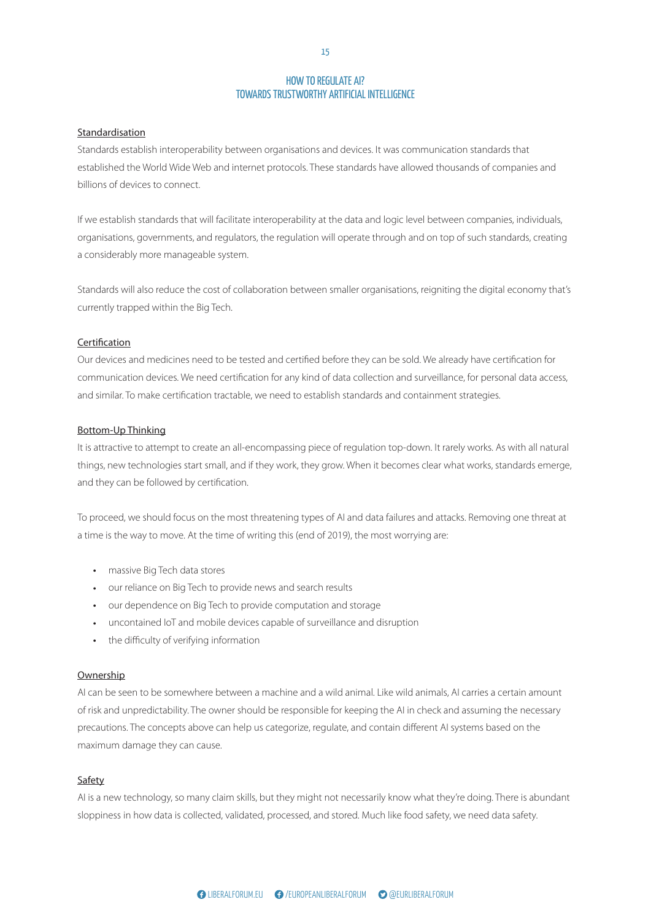### Standardisation

Standards establish interoperability between organisations and devices. It was communication standards that established the World Wide Web and internet protocols. These standards have allowed thousands of companies and billions of devices to connect.

If we establish standards that will facilitate interoperability at the data and logic level between companies, individuals, organisations, governments, and regulators, the regulation will operate through and on top of such standards, creating a considerably more manageable system.

Standards will also reduce the cost of collaboration between smaller organisations, reigniting the digital economy that's currently trapped within the Big Tech.

### Certification

Our devices and medicines need to be tested and certified before they can be sold. We already have certification for communication devices. We need certification for any kind of data collection and surveillance, for personal data access, and similar. To make certification tractable, we need to establish standards and containment strategies.

### Bottom-Up Thinking

It is attractive to attempt to create an all-encompassing piece of regulation top-down. It rarely works. As with all natural things, new technologies start small, and if they work, they grow. When it becomes clear what works, standards emerge, and they can be followed by certification.

To proceed, we should focus on the most threatening types of AI and data failures and attacks. Removing one threat at a time is the way to move. At the time of writing this (end of 2019), the most worrying are:

- massive Big Tech data stores
- our reliance on Big Tech to provide news and search results
- our dependence on Big Tech to provide computation and storage
- uncontained IoT and mobile devices capable of surveillance and disruption
- the difficulty of verifying information

### Ownership

AI can be seen to be somewhere between a machine and a wild animal. Like wild animals, AI carries a certain amount of risk and unpredictability. The owner should be responsible for keeping the AI in check and assuming the necessary precautions. The concepts above can help us categorize, regulate, and contain different AI systems based on the maximum damage they can cause.

### Safety

AI is a new technology, so many claim skills, but they might not necessarily know what they're doing. There is abundant sloppiness in how data is collected, validated, processed, and stored. Much like food safety, we need data safety.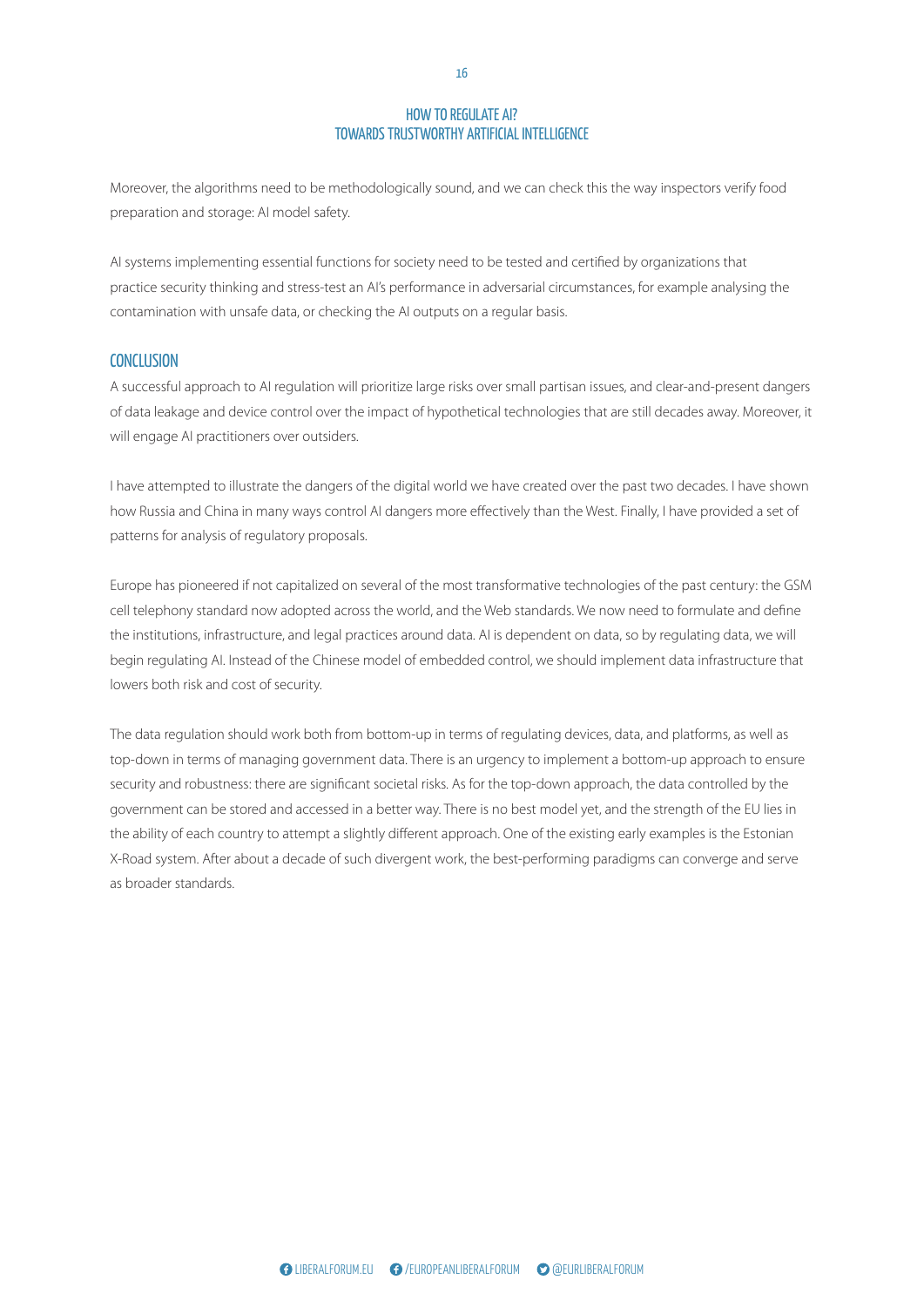Moreover, the algorithms need to be methodologically sound, and we can check this the way inspectors verify food preparation and storage: AI model safety.

AI systems implementing essential functions for society need to be tested and certified by organizations that practice security thinking and stress-test an AI's performance in adversarial circumstances, for example analysing the contamination with unsafe data, or checking the AI outputs on a regular basis.

## CONCLUSION

A successful approach to AI regulation will prioritize large risks over small partisan issues, and clear-and-present dangers of data leakage and device control over the impact of hypothetical technologies that are still decades away. Moreover, it will engage AI practitioners over outsiders.

I have attempted to illustrate the dangers of the digital world we have created over the past two decades. I have shown how Russia and China in many ways control AI dangers more effectively than the West. Finally, I have provided a set of patterns for analysis of regulatory proposals.

Europe has pioneered if not capitalized on several of the most transformative technologies of the past century: the GSM cell telephony standard now adopted across the world, and the Web standards. We now need to formulate and define the institutions, infrastructure, and legal practices around data. AI is dependent on data, so by regulating data, we will begin regulating AI. Instead of the Chinese model of embedded control, we should implement data infrastructure that lowers both risk and cost of security.

The data regulation should work both from bottom-up in terms of regulating devices, data, and platforms, as well as top-down in terms of managing government data. There is an urgency to implement a bottom-up approach to ensure security and robustness: there are significant societal risks. As for the top-down approach, the data controlled by the government can be stored and accessed in a better way. There is no best model yet, and the strength of the EU lies in the ability of each country to attempt a slightly different approach. One of the existing early examples is the Estonian X-Road system. After about a decade of such divergent work, the best-performing paradigms can converge and serve as broader standards.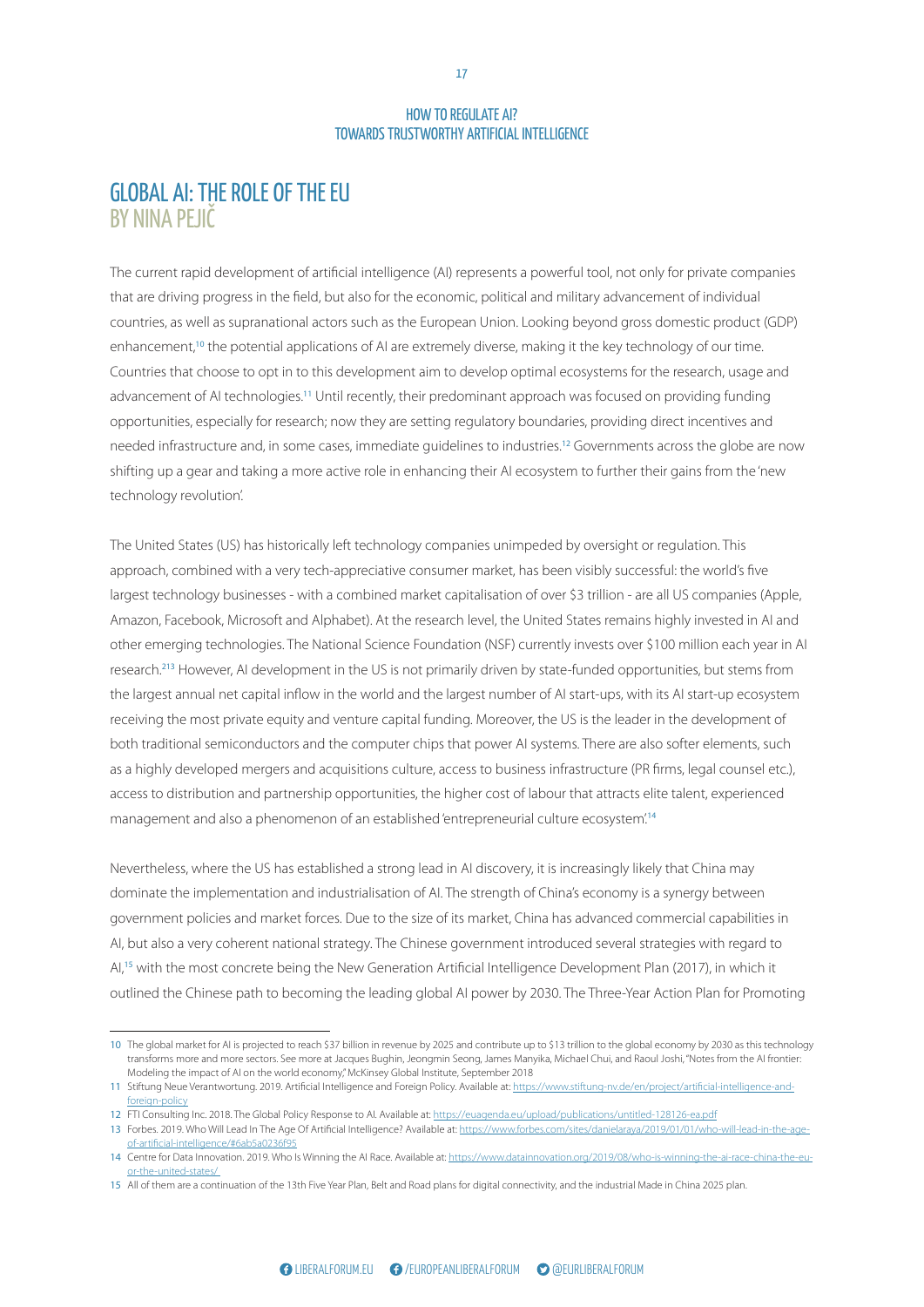# GLOBAL AI: THE ROLE OF THE EU
## BY NINA PEJIČ

The current rapid development of artificial intelligence (AI) represents a powerful tool, not only for private companies that are driving progress in the field, but also for the economic, political and military advancement of individual countries, as well as supranational actors such as the European Union. Looking beyond gross domestic product (GDP) enhancement,[10] the potential applications of AI are extremely diverse, making it the key technology of our time. Countries that choose to opt in to this development aim to develop optimal ecosystems for the research, usage and advancement of AI technologies.[11] Until recently, their predominant approach was focused on providing funding opportunities, especially for research; now they are setting regulatory boundaries, providing direct incentives and needed infrastructure and, in some cases, immediate guidelines to industries.[12] Governments across the globe are now shifting up a gear and taking a more active role in enhancing their AI ecosystem to further their gains from the 'new technology revolution'.

The United States (US) has historically left technology companies unimpeded by oversight or regulation. This approach, combined with a very tech-appreciative consumer market, has been visibly successful: the world's five largest technology businesses - with a combined market capitalisation of over $3 trillion - are all US companies (Apple, Amazon, Facebook, Microsoft and Alphabet). At the research level, the United States remains highly invested in AI and other emerging technologies. The National Science Foundation (NSF) currently invests over $100 million each year in AI research.[2][13] However, AI development in the US is not primarily driven by state-funded opportunities, but stems from the largest annual net capital inflow in the world and the largest number of AI start-ups, with its AI start-up ecosystem receiving the most private equity and venture capital funding. Moreover, the US is the leader in the development of both traditional semiconductors and the computer chips that power AI systems. There are also softer elements, such as a highly developed mergers and acquisitions culture, access to business infrastructure (PR firms, legal counsel etc.), access to distribution and partnership opportunities, the higher cost of labour that attracts elite talent, experienced management and also a phenomenon of an established 'entrepreneurial culture ecosystem'.[14]

Nevertheless, where the US has established a strong lead in AI discovery, it is increasingly likely that China may dominate the implementation and industrialisation of AI. The strength of China's economy is a synergy between government policies and market forces. Due to the size of its market, China has advanced commercial capabilities in AI, but also a very coherent national strategy. The Chinese government introduced several strategies with regard to AI,[15] with the most concrete being the New Generation Artificial Intelligence Development Plan (2017), in which it outlined the Chinese path to becoming the leading global AI power by 2030. The Three-Year Action Plan for Promoting

---

10 The global market for AI is projected to reach $37 billion in revenue by 2025 and contribute up to $13 trillion to the global economy by 2030 as this technology transforms more and more sectors. See more at Jacques Bughin, Jeongmin Seong, James Manyika, Michael Chui, and Raoul Joshi, "Notes from the AI frontier: Modeling the impact of AI on the world economy," McKinsey Global Institute, September 2018

11 Stiftung Neue Verantwortung. 2019. Artificial Intelligence and Foreign Policy. Available at: https://www.stiftung-nv.de/en/project/artificial-intelligence-and-foreign-policy

12 FTI Consulting Inc. 2018. The Global Policy Response to AI. Available at: https://euagenda.eu/upload/publications/untitled-128126-ea.pdf

13 Forbes. 2019. Who Will Lead In The Age Of Artificial Intelligence? Available at: https://www.forbes.com/sites/danielaraya/2019/01/01/who-will-lead-in-the-age-of-artificial-intelligence/#6ab5a0236f95

14 Centre for Data Innovation. 2019. Who Is Winning the AI Race. Available at: https://www.datainnovation.org/2019/08/who-is-winning-the-ai-race-china-the-eu-or-the-united-states/

15 All of them are a continuation of the 13th Five Year Plan, Belt and Road plans for digital connectivity, and the industrial Made in China 2025 plan.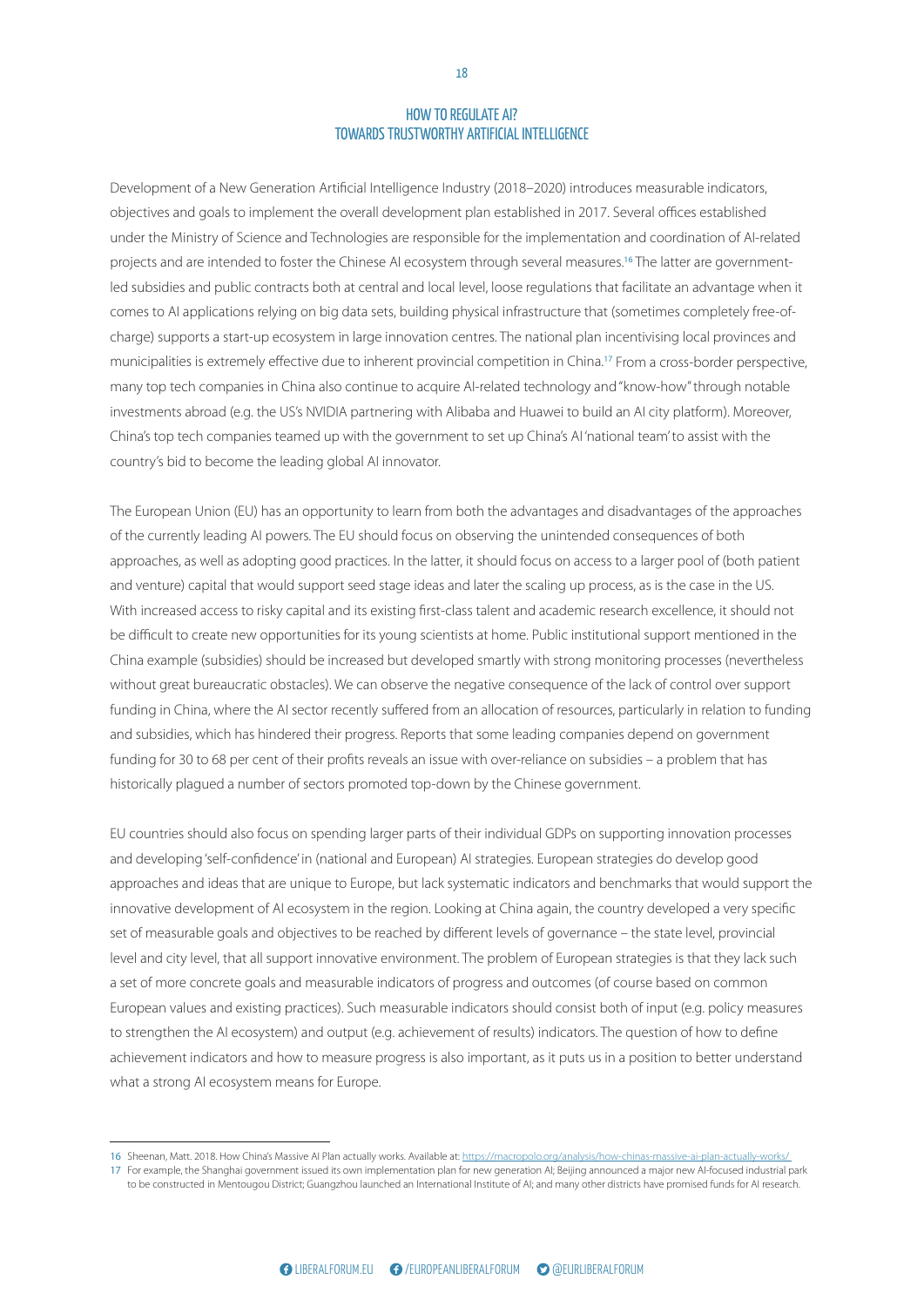Development of a New Generation Artificial Intelligence Industry (2018–2020) introduces measurable indicators, objectives and goals to implement the overall development plan established in 2017. Several offices established under the Ministry of Science and Technologies are responsible for the implementation and coordination of AI-related projects and are intended to foster the Chinese AI ecosystem through several measures.[16] The latter are government-led subsidies and public contracts both at central and local level, loose regulations that facilitate an advantage when it comes to AI applications relying on big data sets, building physical infrastructure that (sometimes completely free-of-charge) supports a start-up ecosystem in large innovation centres. The national plan incentivising local provinces and municipalities is extremely effective due to inherent provincial competition in China.[17] From a cross-border perspective, many top tech companies in China also continue to acquire AI-related technology and "know-how" through notable investments abroad (e.g. the US's NVIDIA partnering with Alibaba and Huawei to build an AI city platform). Moreover, China's top tech companies teamed up with the government to set up China's AI 'national team' to assist with the country's bid to become the leading global AI innovator.

The European Union (EU) has an opportunity to learn from both the advantages and disadvantages of the approaches of the currently leading AI powers. The EU should focus on observing the unintended consequences of both approaches, as well as adopting good practices. In the latter, it should focus on access to a larger pool of (both patient and venture) capital that would support seed stage ideas and later the scaling up process, as is the case in the US. With increased access to risky capital and its existing first-class talent and academic research excellence, it should not be difficult to create new opportunities for its young scientists at home. Public institutional support mentioned in the China example (subsidies) should be increased but developed smartly with strong monitoring processes (nevertheless without great bureaucratic obstacles). We can observe the negative consequence of the lack of control over support funding in China, where the AI sector recently suffered from an allocation of resources, particularly in relation to funding and subsidies, which has hindered their progress. Reports that some leading companies depend on government funding for 30 to 68 per cent of their profits reveals an issue with over-reliance on subsidies – a problem that has historically plagued a number of sectors promoted top-down by the Chinese government.

EU countries should also focus on spending larger parts of their individual GDPs on supporting innovation processes and developing 'self-confidence' in (national and European) AI strategies. European strategies do develop good approaches and ideas that are unique to Europe, but lack systematic indicators and benchmarks that would support the innovative development of AI ecosystem in the region. Looking at China again, the country developed a very specific set of measurable goals and objectives to be reached by different levels of governance – the state level, provincial level and city level, that all support innovative environment. The problem of European strategies is that they lack such a set of more concrete goals and measurable indicators of progress and outcomes (of course based on common European values and existing practices). Such measurable indicators should consist both of input (e.g. policy measures to strengthen the AI ecosystem) and output (e.g. achievement of results) indicators. The question of how to define achievement indicators and how to measure progress is also important, as it puts us in a position to better understand what a strong AI ecosystem means for Europe.

---

16 Sheenan, Matt. 2018. How China's Massive AI Plan actually works. Available at: https://macropolo.org/analysis/how-chinas-massive-ai-plan-actually-works/

17 For example, the Shanghai government issued its own implementation plan for new generation AI; Beijing announced a major new AI-focused industrial park to be constructed in Mentougou District; Guangzhou launched an International Institute of AI; and many other districts have promised funds for AI research.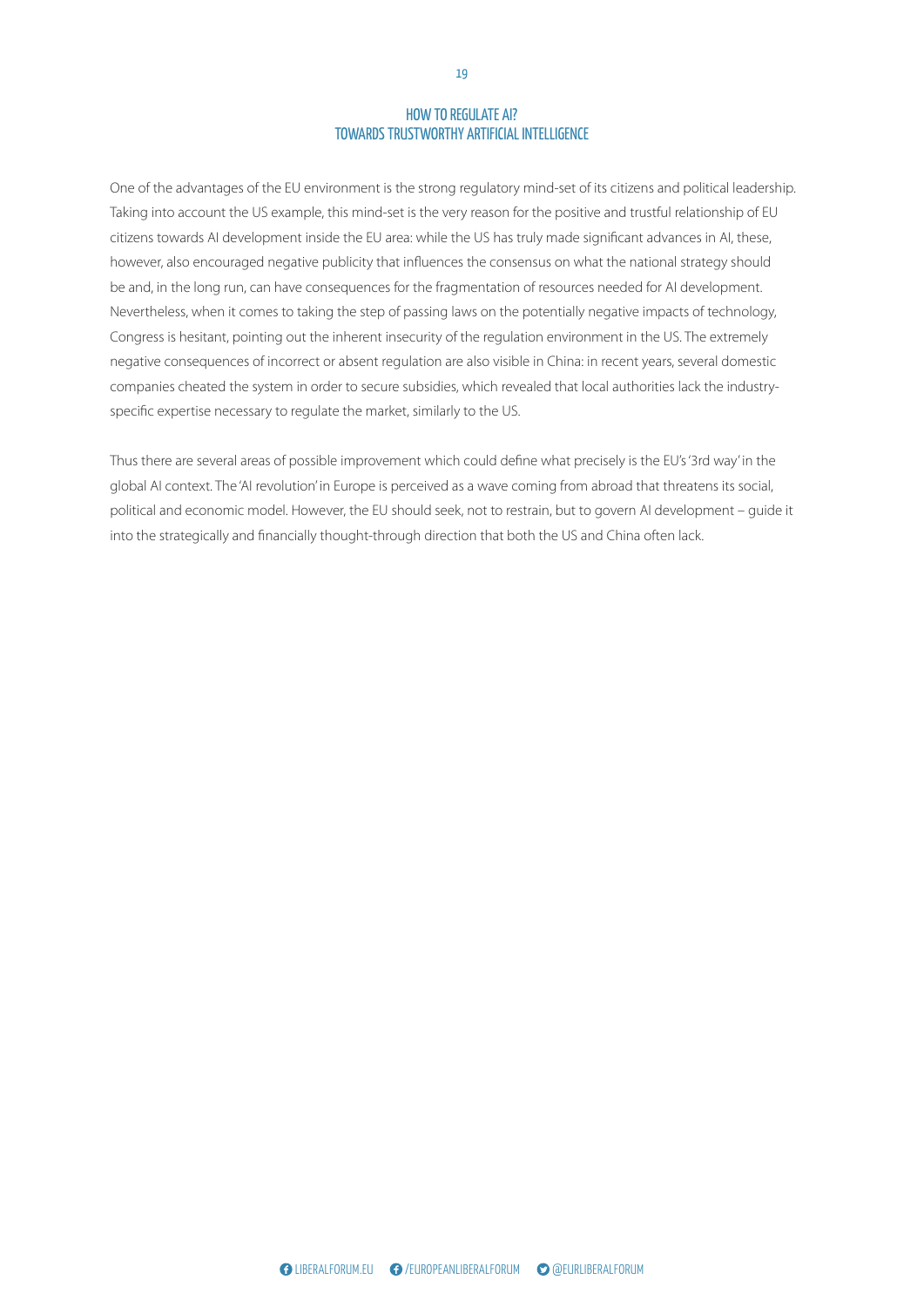One of the advantages of the EU environment is the strong regulatory mind-set of its citizens and political leadership. Taking into account the US example, this mind-set is the very reason for the positive and trustful relationship of EU citizens towards AI development inside the EU area: while the US has truly made significant advances in AI, these, however, also encouraged negative publicity that influences the consensus on what the national strategy should be and, in the long run, can have consequences for the fragmentation of resources needed for AI development. Nevertheless, when it comes to taking the step of passing laws on the potentially negative impacts of technology, Congress is hesitant, pointing out the inherent insecurity of the regulation environment in the US. The extremely negative consequences of incorrect or absent regulation are also visible in China: in recent years, several domestic companies cheated the system in order to secure subsidies, which revealed that local authorities lack the industry-specific expertise necessary to regulate the market, similarly to the US.

Thus there are several areas of possible improvement which could define what precisely is the EU's '3rd way' in the global AI context. The 'AI revolution' in Europe is perceived as a wave coming from abroad that threatens its social, political and economic model. However, the EU should seek, not to restrain, but to govern AI development – guide it into the strategically and financially thought-through direction that both the US and China often lack.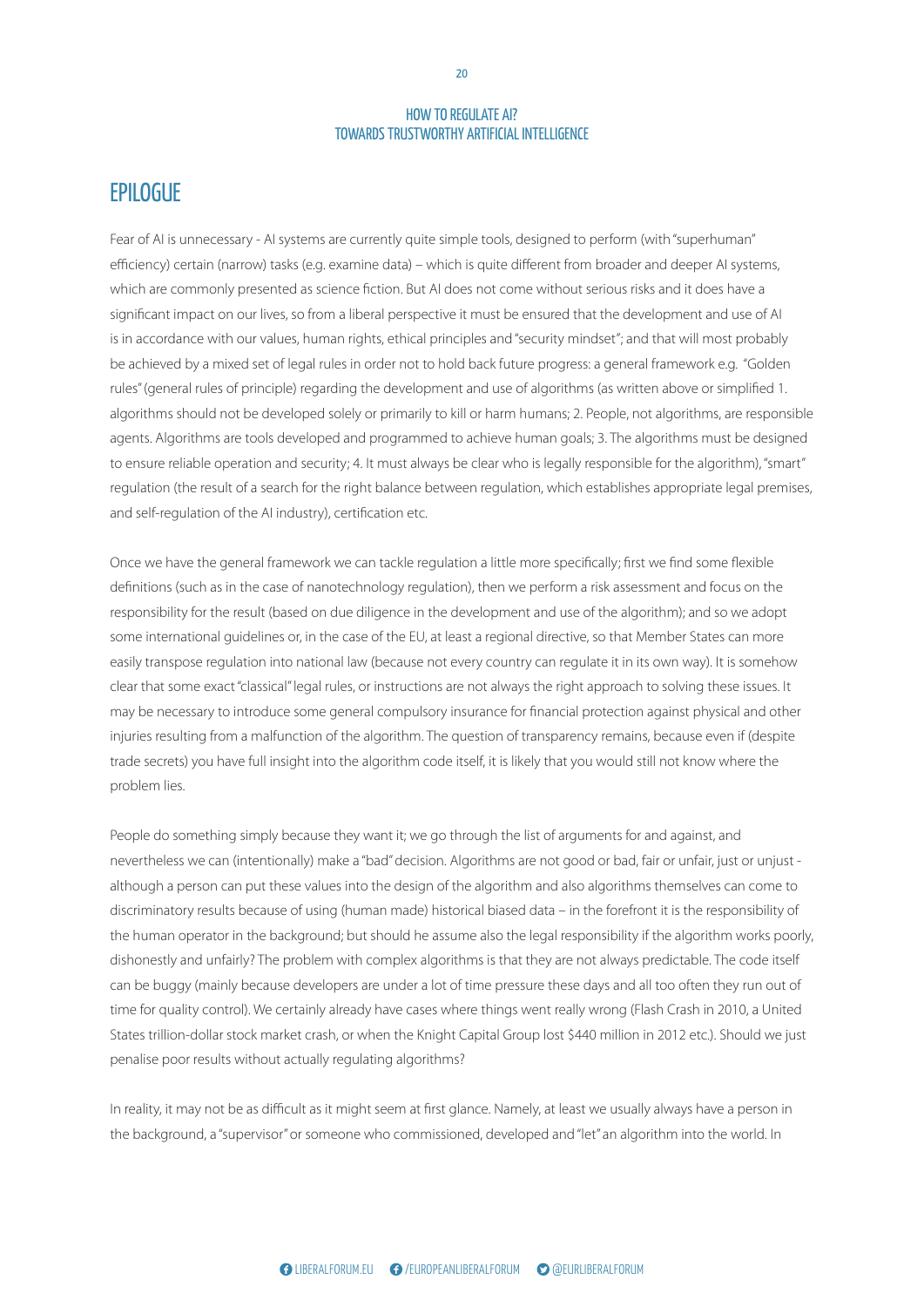# EPILOGUE

Fear of AI is unnecessary - AI systems are currently quite simple tools, designed to perform (with "superhuman" efficiency) certain (narrow) tasks (e.g. examine data) – which is quite different from broader and deeper AI systems, which are commonly presented as science fiction. But AI does not come without serious risks and it does have a significant impact on our lives, so from a liberal perspective it must be ensured that the development and use of AI is in accordance with our values, human rights, ethical principles and "security mindset"; and that will most probably be achieved by a mixed set of legal rules in order not to hold back future progress: a general framework e.g. "Golden rules" (general rules of principle) regarding the development and use of algorithms (as written above or simplified 1. algorithms should not be developed solely or primarily to kill or harm humans; 2. People, not algorithms, are responsible agents. Algorithms are tools developed and programmed to achieve human goals; 3. The algorithms must be designed to ensure reliable operation and security; 4. It must always be clear who is legally responsible for the algorithm), "smart" regulation (the result of a search for the right balance between regulation, which establishes appropriate legal premises, and self-regulation of the AI industry), certification etc.

Once we have the general framework we can tackle regulation a little more specifically; first we find some flexible definitions (such as in the case of nanotechnology regulation), then we perform a risk assessment and focus on the responsibility for the result (based on due diligence in the development and use of the algorithm); and so we adopt some international guidelines or, in the case of the EU, at least a regional directive, so that Member States can more easily transpose regulation into national law (because not every country can regulate it in its own way). It is somehow clear that some exact "classical" legal rules, or instructions are not always the right approach to solving these issues. It may be necessary to introduce some general compulsory insurance for financial protection against physical and other injuries resulting from a malfunction of the algorithm. The question of transparency remains, because even if (despite trade secrets) you have full insight into the algorithm code itself, it is likely that you would still not know where the problem lies.

People do something simply because they want it; we go through the list of arguments for and against, and nevertheless we can (intentionally) make a "bad" decision. Algorithms are not good or bad, fair or unfair, just or unjust - although a person can put these values into the design of the algorithm and also algorithms themselves can come to discriminatory results because of using (human made) historical biased data – in the forefront it is the responsibility of the human operator in the background; but should he assume also the legal responsibility if the algorithm works poorly, dishonestly and unfairly? The problem with complex algorithms is that they are not always predictable. The code itself can be buggy (mainly because developers are under a lot of time pressure these days and all too often they run out of time for quality control). We certainly already have cases where things went really wrong (Flash Crash in 2010, a United States trillion-dollar stock market crash, or when the Knight Capital Group lost $440 million in 2012 etc.). Should we just penalise poor results without actually regulating algorithms?

In reality, it may not be as difficult as it might seem at first glance. Namely, at least we usually always have a person in the background, a "supervisor" or someone who commissioned, developed and "let" an algorithm into the world. In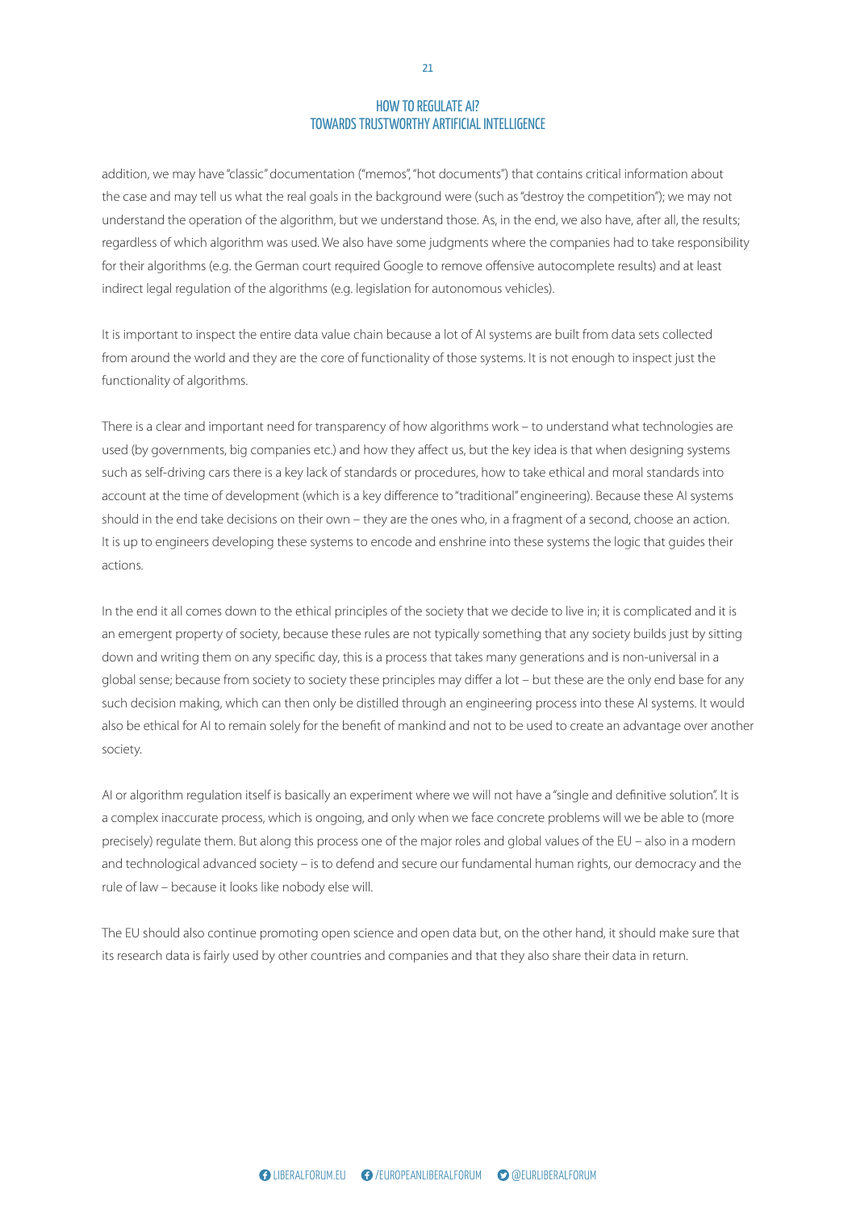addition, we may have "classic" documentation ("memos", "hot documents") that contains critical information about the case and may tell us what the real goals in the background were (such as "destroy the competition"); we may not understand the operation of the algorithm, but we understand those. As, in the end, we also have, after all, the results; regardless of which algorithm was used. We also have some judgments where the companies had to take responsibility for their algorithms (e.g. the German court required Google to remove offensive autocomplete results) and at least indirect legal regulation of the algorithms (e.g. legislation for autonomous vehicles).

It is important to inspect the entire data value chain because a lot of AI systems are built from data sets collected from around the world and they are the core of functionality of those systems. It is not enough to inspect just the functionality of algorithms.

There is a clear and important need for transparency of how algorithms work – to understand what technologies are used (by governments, big companies etc.) and how they affect us, but the key idea is that when designing systems such as self-driving cars there is a key lack of standards or procedures, how to take ethical and moral standards into account at the time of development (which is a key difference to "traditional" engineering). Because these AI systems should in the end take decisions on their own – they are the ones who, in a fragment of a second, choose an action. It is up to engineers developing these systems to encode and enshrine into these systems the logic that guides their actions.

In the end it all comes down to the ethical principles of the society that we decide to live in; it is complicated and it is an emergent property of society, because these rules are not typically something that any society builds just by sitting down and writing them on any specific day, this is a process that takes many generations and is non-universal in a global sense; because from society to society these principles may differ a lot – but these are the only end base for any such decision making, which can then only be distilled through an engineering process into these AI systems. It would also be ethical for AI to remain solely for the benefit of mankind and not to be used to create an advantage over another society.

AI or algorithm regulation itself is basically an experiment where we will not have a "single and definitive solution". It is a complex inaccurate process, which is ongoing, and only when we face concrete problems will we be able to (more precisely) regulate them. But along this process one of the major roles and global values of the EU – also in a modern and technological advanced society – is to defend and secure our fundamental human rights, our democracy and the rule of law – because it looks like nobody else will.

The EU should also continue promoting open science and open data but, on the other hand, it should make sure that its research data is fairly used by other countries and companies and that they also share their data in return.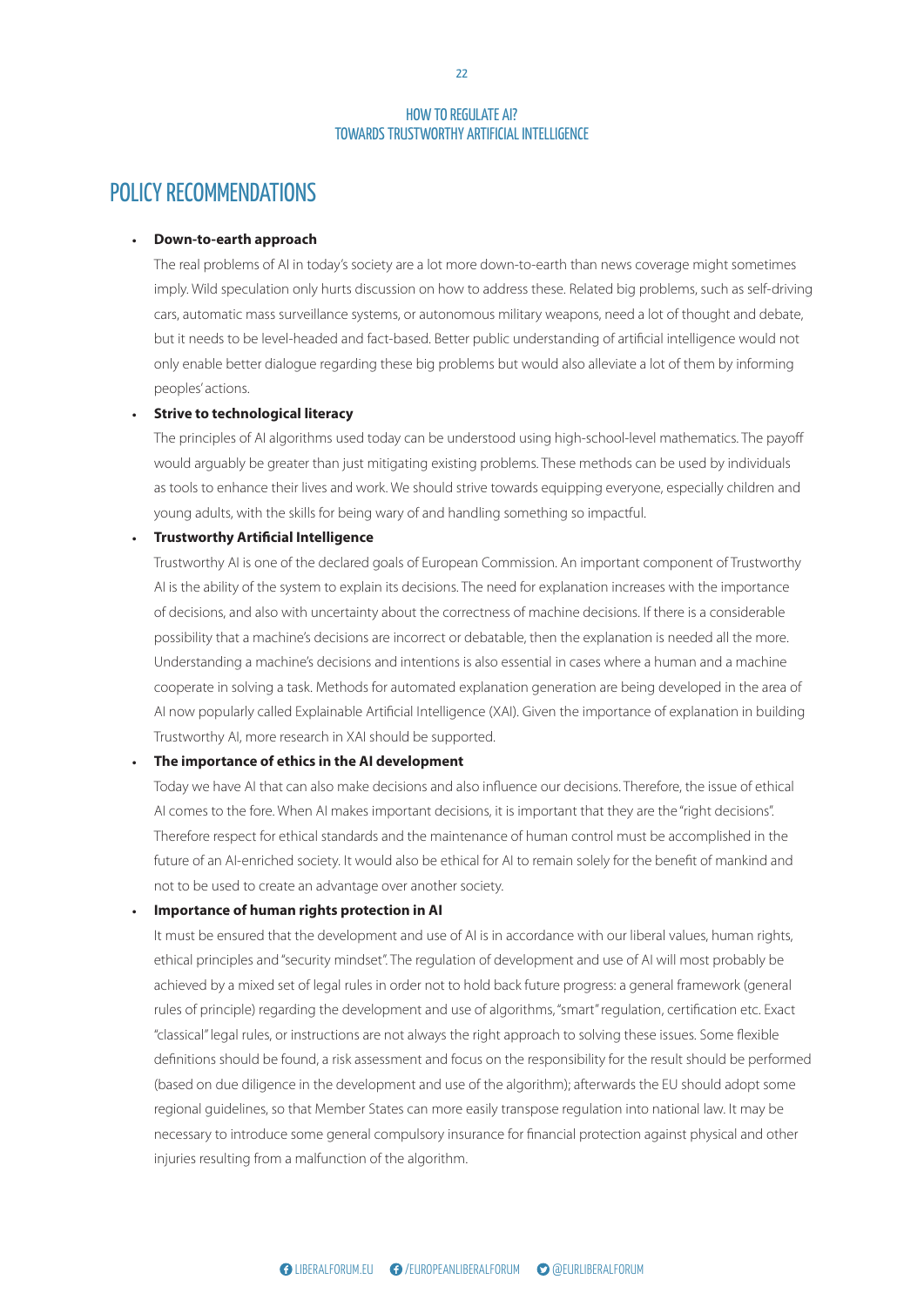## POLICY RECOMMENDATIONS

- **Down-to-earth approach**

  The real problems of AI in today's society are a lot more down-to-earth than news coverage might sometimes imply. Wild speculation only hurts discussion on how to address these. Related big problems, such as self-driving cars, automatic mass surveillance systems, or autonomous military weapons, need a lot of thought and debate, but it needs to be level-headed and fact-based. Better public understanding of artificial intelligence would not only enable better dialogue regarding these big problems but would also alleviate a lot of them by informing peoples' actions.

- **Strive to technological literacy**

  The principles of AI algorithms used today can be understood using high-school-level mathematics. The payoff would arguably be greater than just mitigating existing problems. These methods can be used by individuals as tools to enhance their lives and work. We should strive towards equipping everyone, especially children and young adults, with the skills for being wary of and handling something so impactful.

- **Trustworthy Artificial Intelligence**

  Trustworthy AI is one of the declared goals of European Commission. An important component of Trustworthy AI is the ability of the system to explain its decisions. The need for explanation increases with the importance of decisions, and also with uncertainty about the correctness of machine decisions. If there is a considerable possibility that a machine's decisions are incorrect or debatable, then the explanation is needed all the more. Understanding a machine's decisions and intentions is also essential in cases where a human and a machine cooperate in solving a task. Methods for automated explanation generation are being developed in the area of AI now popularly called Explainable Artificial Intelligence (XAI). Given the importance of explanation in building Trustworthy AI, more research in XAI should be supported.

- **The importance of ethics in the AI development**

  Today we have AI that can also make decisions and also influence our decisions. Therefore, the issue of ethical AI comes to the fore. When AI makes important decisions, it is important that they are the "right decisions". Therefore respect for ethical standards and the maintenance of human control must be accomplished in the future of an AI-enriched society. It would also be ethical for AI to remain solely for the benefit of mankind and not to be used to create an advantage over another society.

- **Importance of human rights protection in AI**

  It must be ensured that the development and use of AI is in accordance with our liberal values, human rights, ethical principles and "security mindset". The regulation of development and use of AI will most probably be achieved by a mixed set of legal rules in order not to hold back future progress: a general framework (general rules of principle) regarding the development and use of algorithms, "smart" regulation, certification etc. Exact "classical" legal rules, or instructions are not always the right approach to solving these issues. Some flexible definitions should be found, a risk assessment and focus on the responsibility for the result should be performed (based on due diligence in the development and use of the algorithm); afterwards the EU should adopt some regional guidelines, so that Member States can more easily transpose regulation into national law. It may be necessary to introduce some general compulsory insurance for financial protection against physical and other injuries resulting from a malfunction of the algorithm.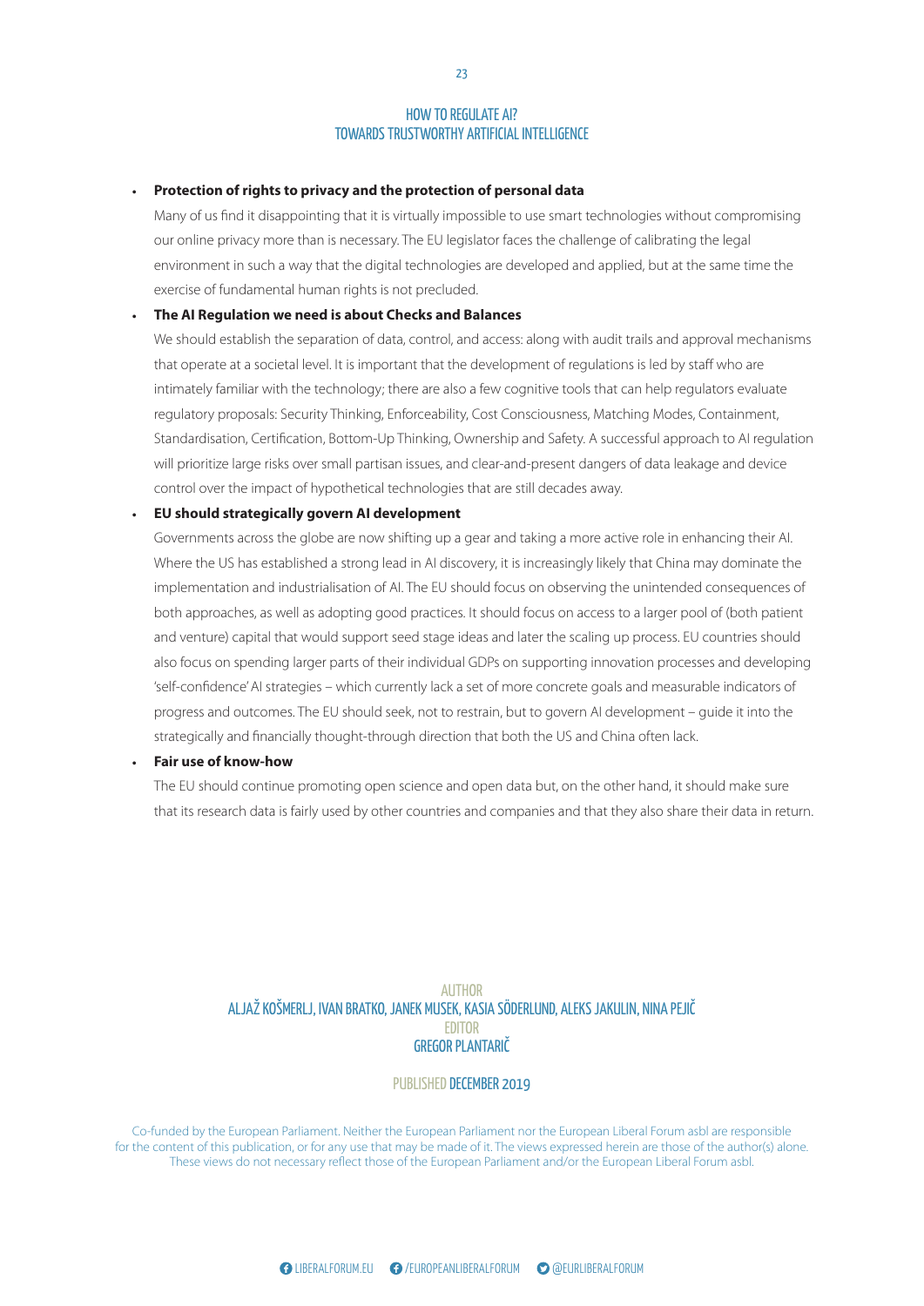- **Protection of rights to privacy and the protection of personal data**

  Many of us find it disappointing that it is virtually impossible to use smart technologies without compromising our online privacy more than is necessary. The EU legislator faces the challenge of calibrating the legal environment in such a way that the digital technologies are developed and applied, but at the same time the exercise of fundamental human rights is not precluded.

- **The AI Regulation we need is about Checks and Balances**

  We should establish the separation of data, control, and access: along with audit trails and approval mechanisms that operate at a societal level. It is important that the development of regulations is led by staff who are intimately familiar with the technology; there are also a few cognitive tools that can help regulators evaluate regulatory proposals: Security Thinking, Enforceability, Cost Consciousness, Matching Modes, Containment, Standardisation, Certification, Bottom-Up Thinking, Ownership and Safety. A successful approach to AI regulation will prioritize large risks over small partisan issues, and clear-and-present dangers of data leakage and device control over the impact of hypothetical technologies that are still decades away.

- **EU should strategically govern AI development**

  Governments across the globe are now shifting up a gear and taking a more active role in enhancing their AI. Where the US has established a strong lead in AI discovery, it is increasingly likely that China may dominate the implementation and industrialisation of AI. The EU should focus on observing the unintended consequences of both approaches, as well as adopting good practices. It should focus on access to a larger pool of (both patient and venture) capital that would support seed stage ideas and later the scaling up process. EU countries should also focus on spending larger parts of their individual GDPs on supporting innovation processes and developing 'self-confidence' AI strategies – which currently lack a set of more concrete goals and measurable indicators of progress and outcomes. The EU should seek, not to restrain, but to govern AI development – guide it into the strategically and financially thought-through direction that both the US and China often lack.

- **Fair use of know-how**

  The EU should continue promoting open science and open data but, on the other hand, it should make sure that its research data is fairly used by other countries and companies and that they also share their data in return.

AUTHOR
ALJAŽ KOŠMERLJ, IVAN BRATKO, JANEK MUSEK, KASIA SÖDERLUND, ALEKS JAKULIN, NINA PEJIČ
EDITOR
GREGOR PLANTARIČ

PUBLISHED DECEMBER 2019

Co-funded by the European Parliament. Neither the European Parliament nor the European Liberal Forum asbl are responsible for the content of this publication, or for any use that may be made of it. The views expressed herein are those of the author(s) alone. These views do not necessary reflect those of the European Parliament and/or the European Liberal Forum asbl.

LIBERALFORUM.EU /EUROPEANLIBERALFORUM @EURLIBERALFORUM